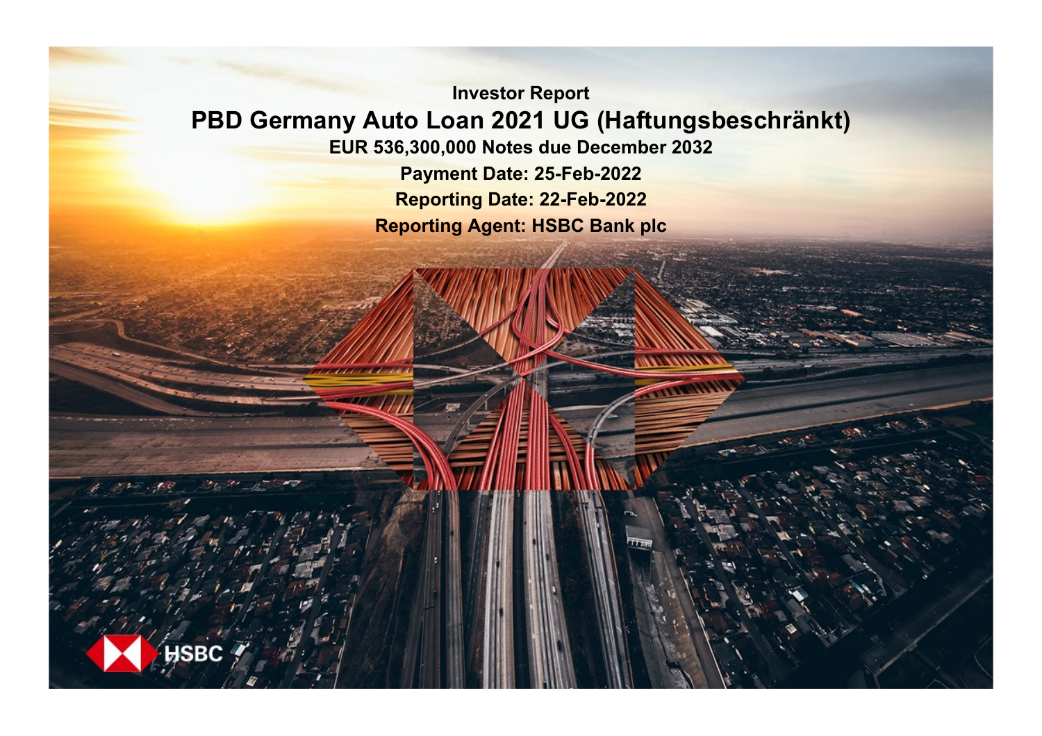Investor Report

# PBD Germany Auto Loan 2021 UG (Haftungsbeschränkt)

**EUR 536,300,000 Notes due December 2032**

**Payment Date: 25-Feb-2022**

**Reporting Date: 22-Feb-2022**

**Reporting Agent: HSBC Bank plc**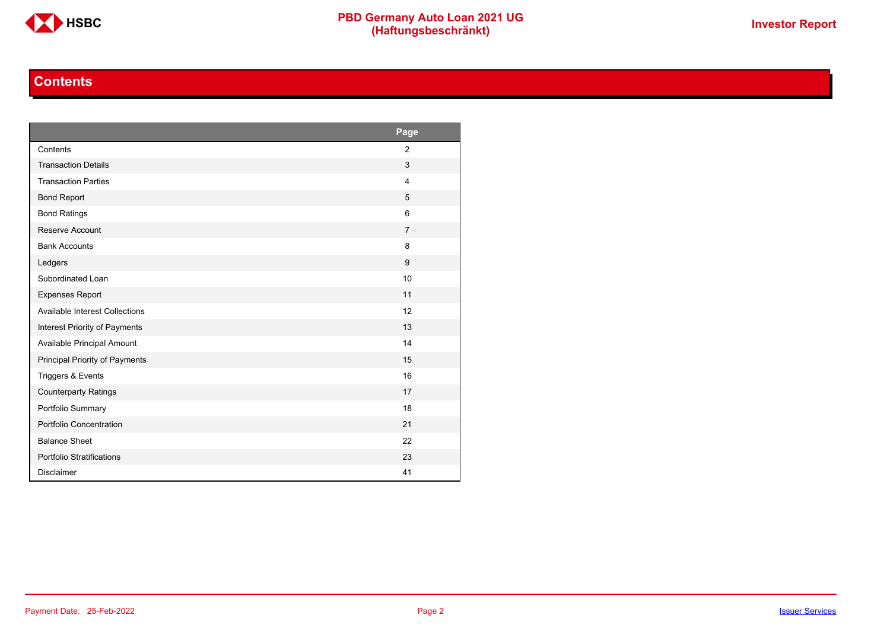# Contents

| | Page |
|---|---|
| Contents | 2 |
| Transaction Details | 3 |
| Transaction Parties | 4 |
| Bond Report | 5 |
| Bond Ratings | 6 |
| Reserve Account | 7 |
| Bank Accounts | 8 |
| Ledgers | 9 |
| Subordinated Loan | 10 |
| Expenses Report | 11 |
| Available Interest Collections | 12 |
| Interest Priority of Payments | 13 |
| Available Principal Amount | 14 |
| Principal Priority of Payments | 15 |
| Triggers & Events | 16 |
| Counterparty Ratings | 17 |
| Portfolio Summary | 18 |
| Portfolio Concentration | 21 |
| Balance Sheet | 22 |
| Portfolio Stratifications | 23 |
| Disclaimer | 41 |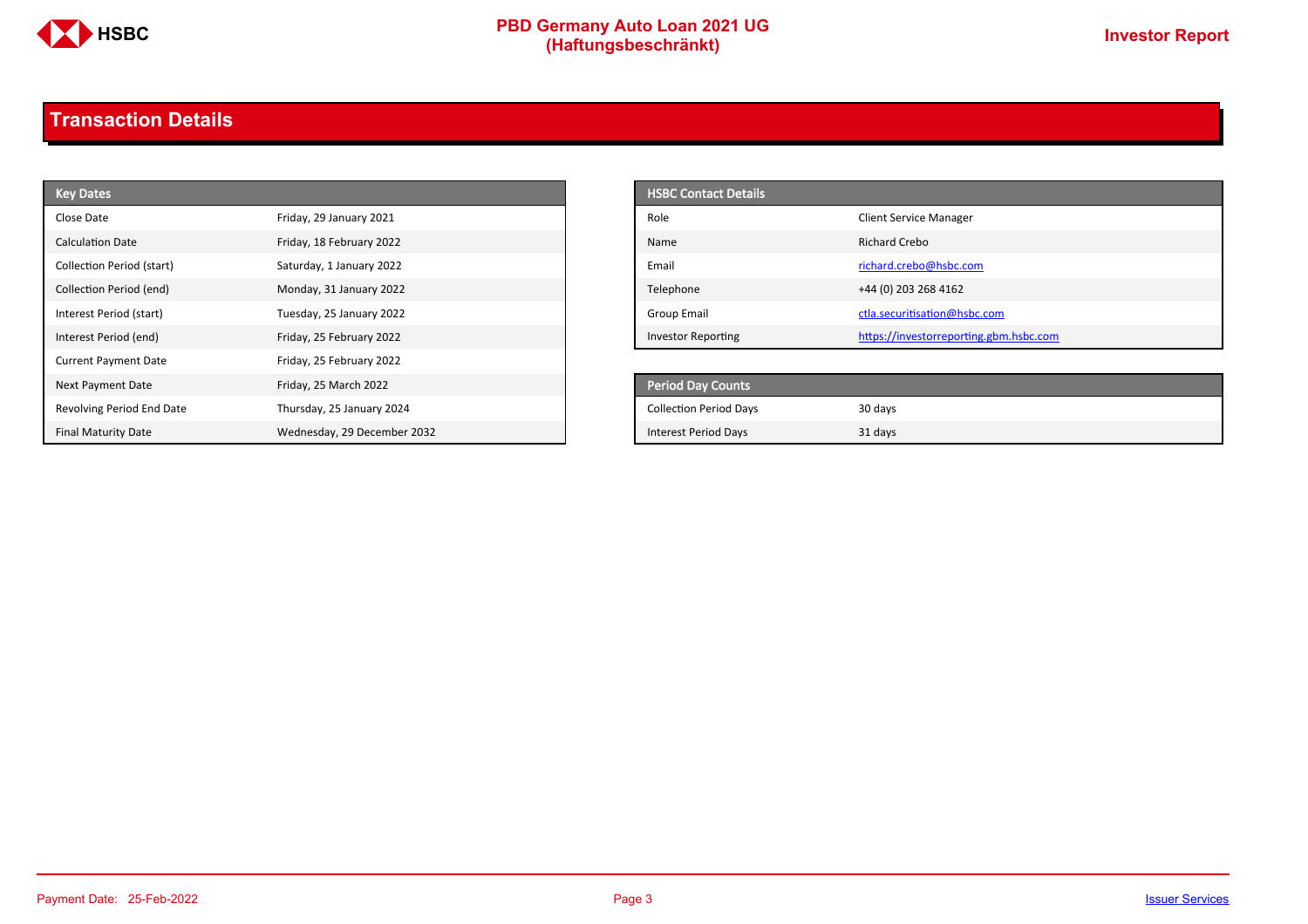## Transaction Details

| Key Dates | |
|---|---|
| Close Date | Friday, 29 January 2021 |
| Calculation Date | Friday, 18 February 2022 |
| Collection Period (start) | Saturday, 1 January 2022 |
| Collection Period (end) | Monday, 31 January 2022 |
| Interest Period (start) | Tuesday, 25 January 2022 |
| Interest Period (end) | Friday, 25 February 2022 |
| Current Payment Date | Friday, 25 February 2022 |
| Next Payment Date | Friday, 25 March 2022 |
| Revolving Period End Date | Thursday, 25 January 2024 |
| Final Maturity Date | Wednesday, 29 December 2032 |

| HSBC Contact Details | |
|---|---|
| Role | Client Service Manager |
| Name | Richard Crebo |
| Email | richard.crebo@hsbc.com |
| Telephone | +44 (0) 203 268 4162 |
| Group Email | ctla.securitisation@hsbc.com |
| Investor Reporting | https://investorreporting.gbm.hsbc.com |

| Period Day Counts | |
|---|---|
| Collection Period Days | 30 days |
| Interest Period Days | 31 days |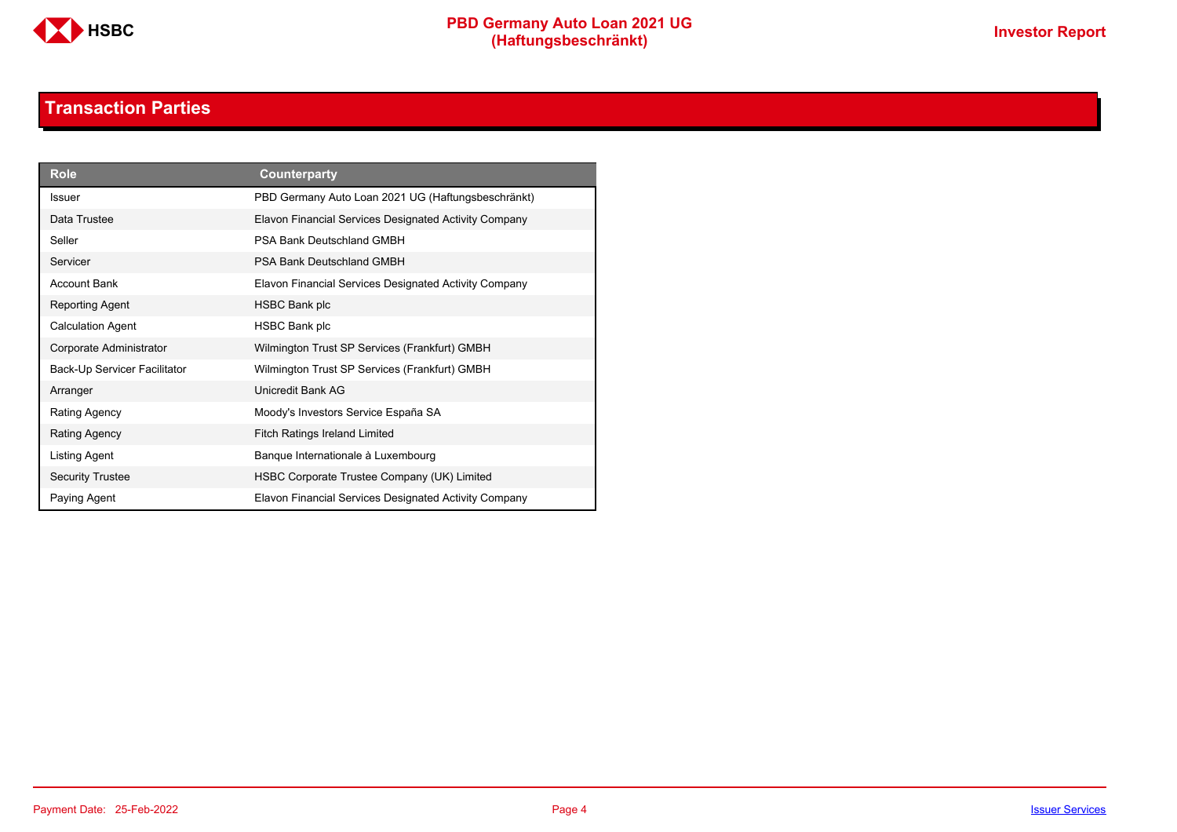## Transaction Parties

| Role | Counterparty |
|---|---|
| Issuer | PBD Germany Auto Loan 2021 UG (Haftungsbeschränkt) |
| Data Trustee | Elavon Financial Services Designated Activity Company |
| Seller | PSA Bank Deutschland GMBH |
| Servicer | PSA Bank Deutschland GMBH |
| Account Bank | Elavon Financial Services Designated Activity Company |
| Reporting Agent | HSBC Bank plc |
| Calculation Agent | HSBC Bank plc |
| Corporate Administrator | Wilmington Trust SP Services (Frankfurt) GMBH |
| Back-Up Servicer Facilitator | Wilmington Trust SP Services (Frankfurt) GMBH |
| Arranger | Unicredit Bank AG |
| Rating Agency | Moody's Investors Service España SA |
| Rating Agency | Fitch Ratings Ireland Limited |
| Listing Agent | Banque Internationale à Luxembourg |
| Security Trustee | HSBC Corporate Trustee Company (UK) Limited |
| Paying Agent | Elavon Financial Services Designated Activity Company |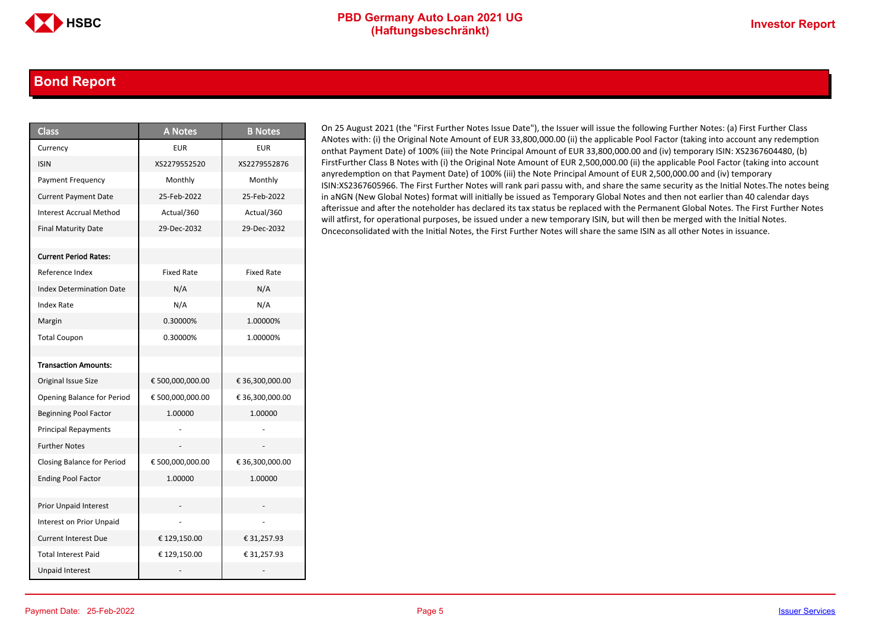## Bond Report

| Class | A Notes | B Notes |
|---|---|---|
| Currency | EUR | EUR |
| ISIN | XS2279552520 | XS2279552876 |
| Payment Frequency | Monthly | Monthly |
| Current Payment Date | 25-Feb-2022 | 25-Feb-2022 |
| Interest Accrual Method | Actual/360 | Actual/360 |
| Final Maturity Date | 29-Dec-2032 | 29-Dec-2032 |
| | | |
| **Current Period Rates:** | | |
| Reference Index | Fixed Rate | Fixed Rate |
| Index Determination Date | N/A | N/A |
| Index Rate | N/A | N/A |
| Margin | 0.30000% | 1.00000% |
| Total Coupon | 0.30000% | 1.00000% |
| | | |
| **Transaction Amounts:** | | |
| Original Issue Size | € 500,000,000.00 | € 36,300,000.00 |
| Opening Balance for Period | € 500,000,000.00 | € 36,300,000.00 |
| Beginning Pool Factor | 1.00000 | 1.00000 |
| Principal Repayments | - | - |
| Further Notes | - | - |
| Closing Balance for Period | € 500,000,000.00 | € 36,300,000.00 |
| Ending Pool Factor | 1.00000 | 1.00000 |
| | | |
| Prior Unpaid Interest | - | - |
| Interest on Prior Unpaid | - | - |
| Current Interest Due | € 129,150.00 | € 31,257.93 |
| Total Interest Paid | € 129,150.00 | € 31,257.93 |
| Unpaid Interest | - | - |

On 25 August 2021 (the "First Further Notes Issue Date"), the Issuer will issue the following Further Notes: (a) First Further Class ANotes with: (i) the Original Note Amount of EUR 33,800,000.00 (ii) the applicable Pool Factor (taking into account any redemption onthat Payment Date) of 100% (iii) the Note Principal Amount of EUR 33,800,000.00 and (iv) temporary ISIN: XS2367604480, (b) FirstFurther Class B Notes with (i) the Original Note Amount of EUR 2,500,000.00 (ii) the applicable Pool Factor (taking into account anyredemption on that Payment Date) of 100% (iii) the Note Principal Amount of EUR 2,500,000.00 and (iv) temporary ISIN:XS2367605966. The First Further Notes will rank pari passu with, and share the same security as the Initial Notes.The notes being in aNGN (New Global Notes) format will initially be issued as Temporary Global Notes and then not earlier than 40 calendar days afterissue and after the noteholder has declared its tax status be replaced with the Permanent Global Notes. The First Further Notes will atfirst, for operational purposes, be issued under a new temporary ISIN, but will then be merged with the Initial Notes. Onceconsolidated with the Initial Notes, the First Further Notes will share the same ISIN as all other Notes in issuance.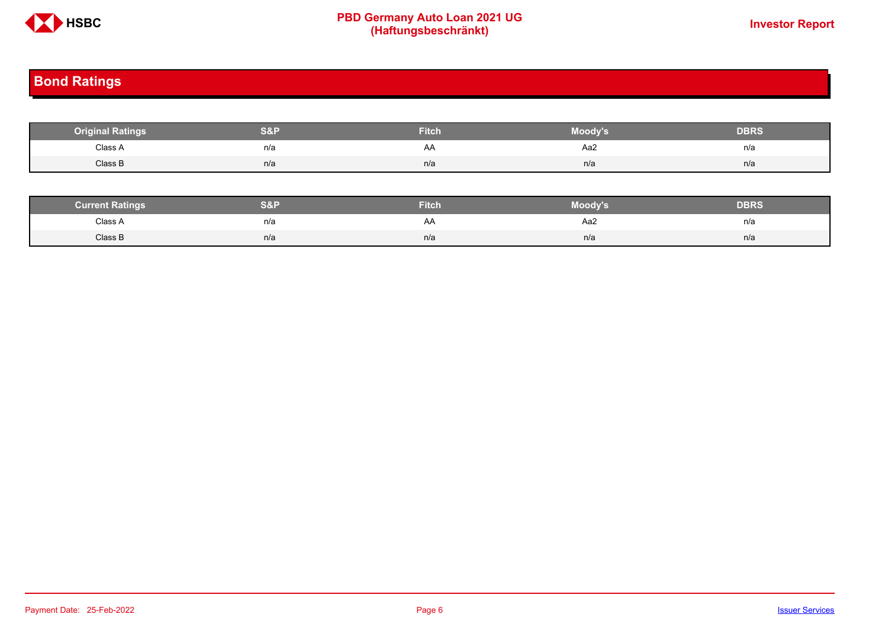## Bond Ratings

| Original Ratings | S&P | Fitch | Moody's | DBRS |
|---|---|---|---|---|
| Class A | n/a | AA | Aa2 | n/a |
| Class B | n/a | n/a | n/a | n/a |

| Current Ratings | S&P | Fitch | Moody's | DBRS |
|---|---|---|---|---|
| Class A | n/a | AA | Aa2 | n/a |
| Class B | n/a | n/a | n/a | n/a |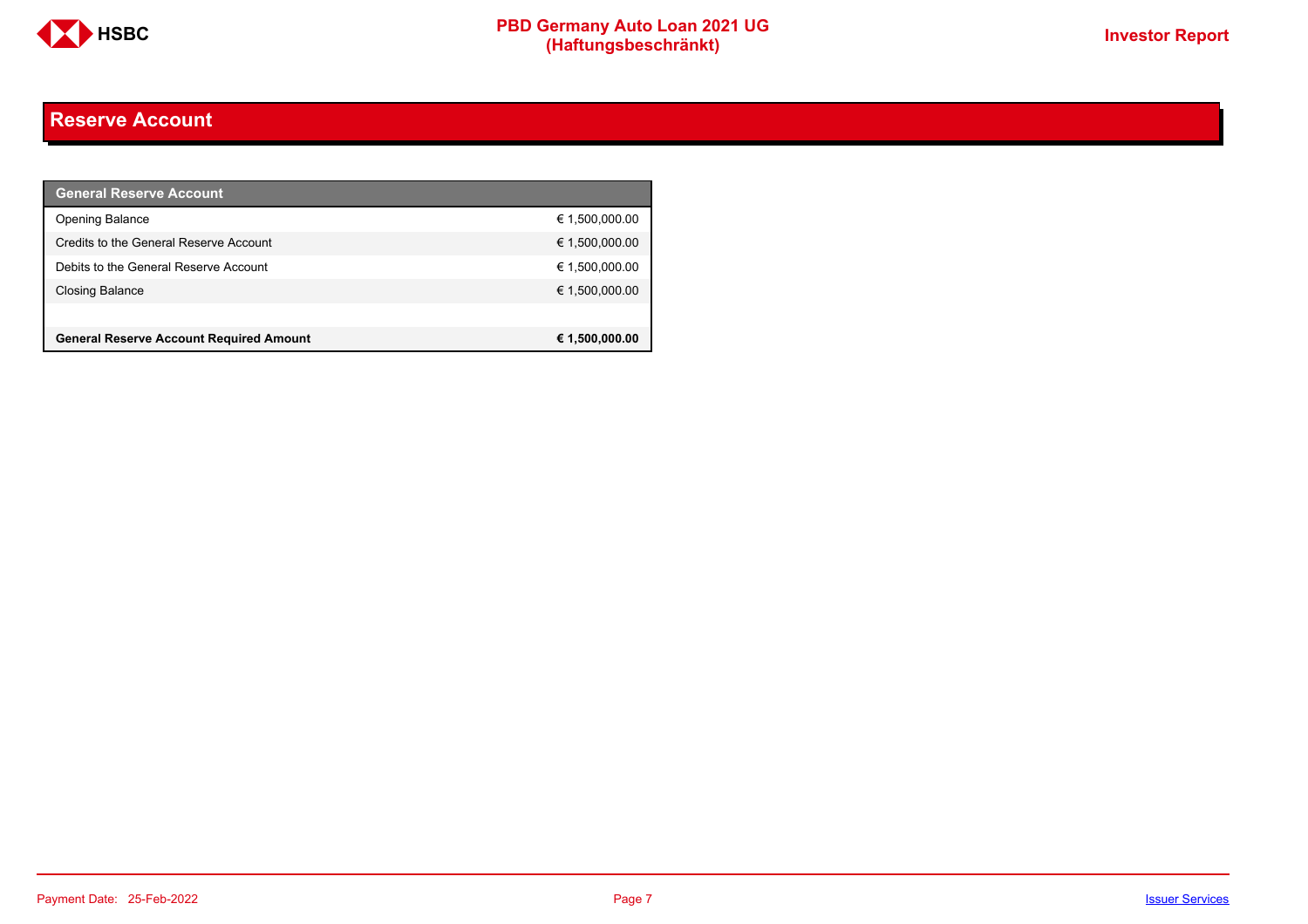## Reserve Account

| General Reserve Account | |
|---|---|
| Opening Balance | € 1,500,000.00 |
| Credits to the General Reserve Account | € 1,500,000.00 |
| Debits to the General Reserve Account | € 1,500,000.00 |
| Closing Balance | € 1,500,000.00 |
| | |
| **General Reserve Account Required Amount** | **€ 1,500,000.00** |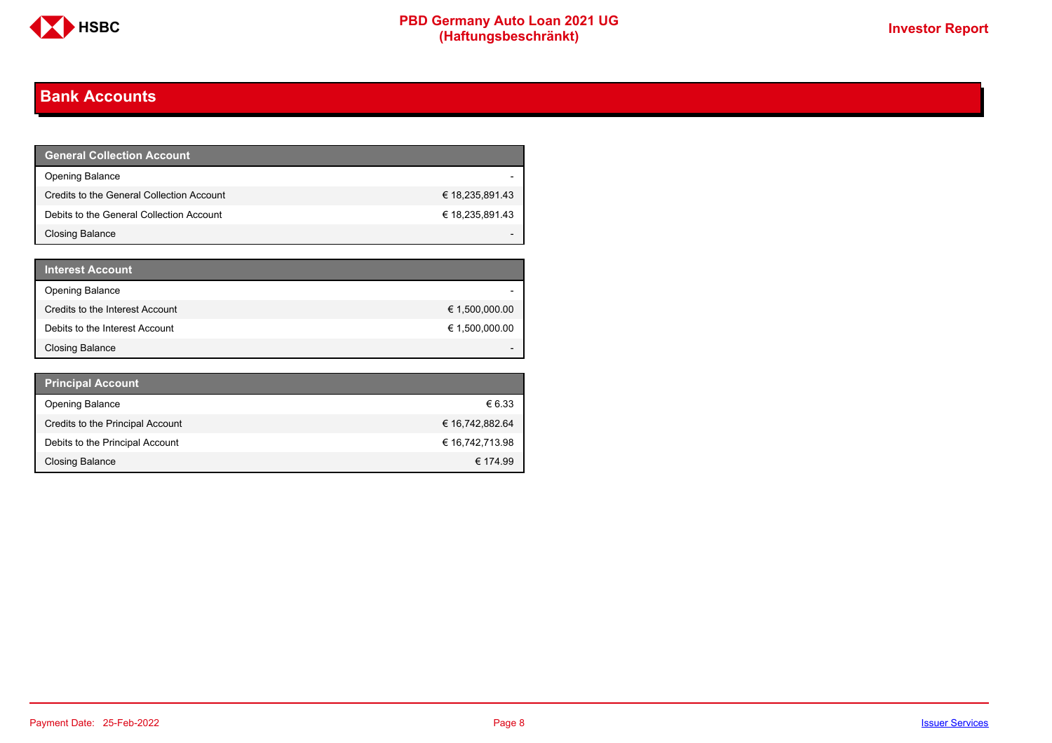# Bank Accounts

| General Collection Account | |
|---|---|
| Opening Balance | - |
| Credits to the General Collection Account | € 18,235,891.43 |
| Debits to the General Collection Account | € 18,235,891.43 |
| Closing Balance | - |

| Interest Account | |
|---|---|
| Opening Balance | - |
| Credits to the Interest Account | € 1,500,000.00 |
| Debits to the Interest Account | € 1,500,000.00 |
| Closing Balance | - |

| Principal Account | |
|---|---|
| Opening Balance | € 6.33 |
| Credits to the Principal Account | € 16,742,882.64 |
| Debits to the Principal Account | € 16,742,713.98 |
| Closing Balance | € 174.99 |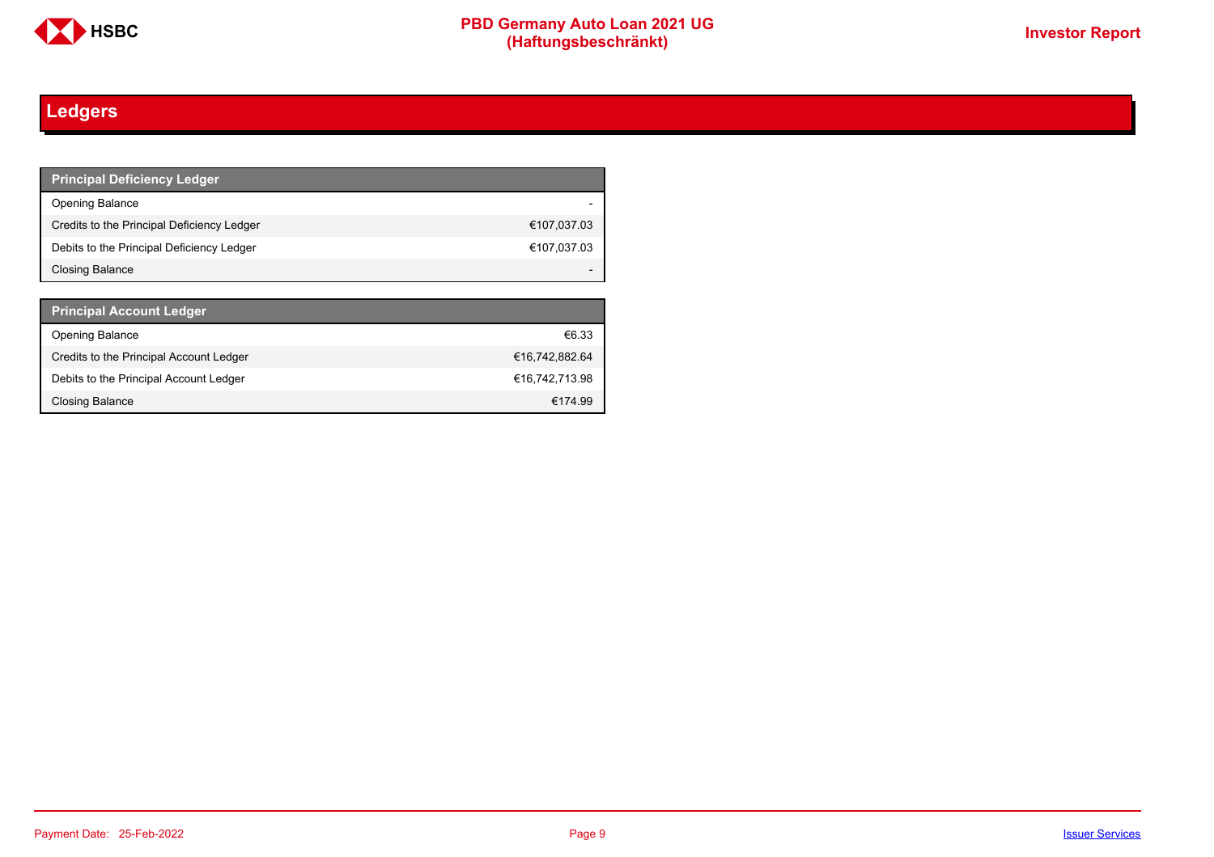## Ledgers

| Principal Deficiency Ledger | |
|---|---|
| Opening Balance | - |
| Credits to the Principal Deficiency Ledger | €107,037.03 |
| Debits to the Principal Deficiency Ledger | €107,037.03 |
| Closing Balance | - |

| Principal Account Ledger | |
|---|---|
| Opening Balance | €6.33 |
| Credits to the Principal Account Ledger | €16,742,882.64 |
| Debits to the Principal Account Ledger | €16,742,713.98 |
| Closing Balance | €174.99 |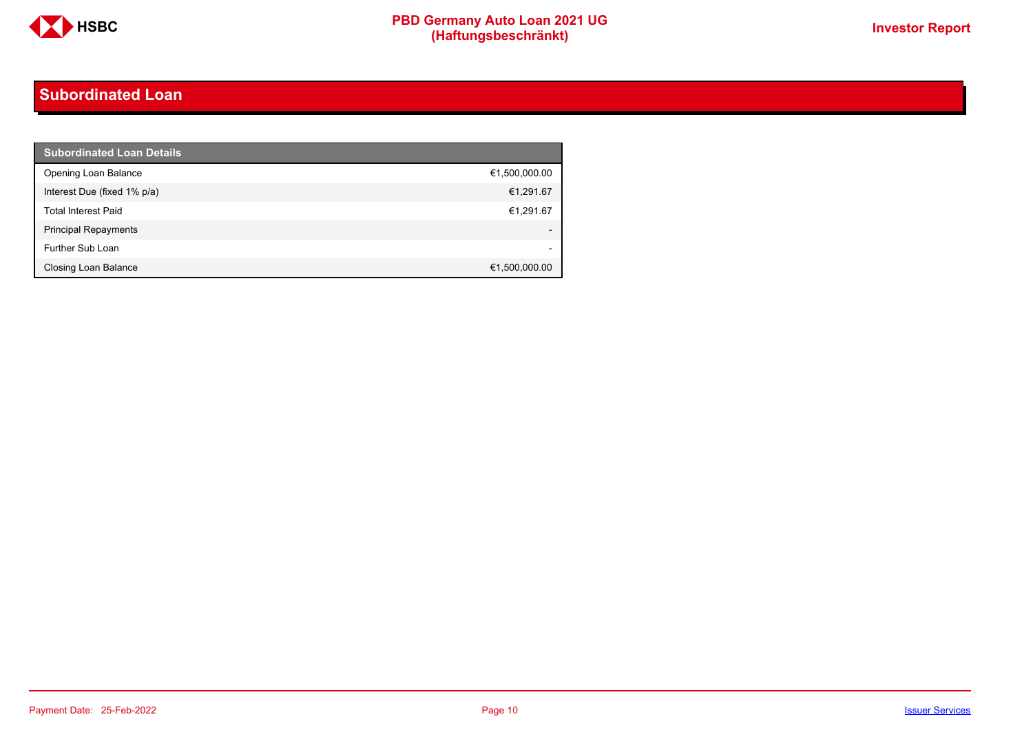## Subordinated Loan

| Subordinated Loan Details | |
|---|---|
| Opening Loan Balance | €1,500,000.00 |
| Interest Due (fixed 1% p/a) | €1,291.67 |
| Total Interest Paid | €1,291.67 |
| Principal Repayments | - |
| Further Sub Loan | - |
| Closing Loan Balance | €1,500,000.00 |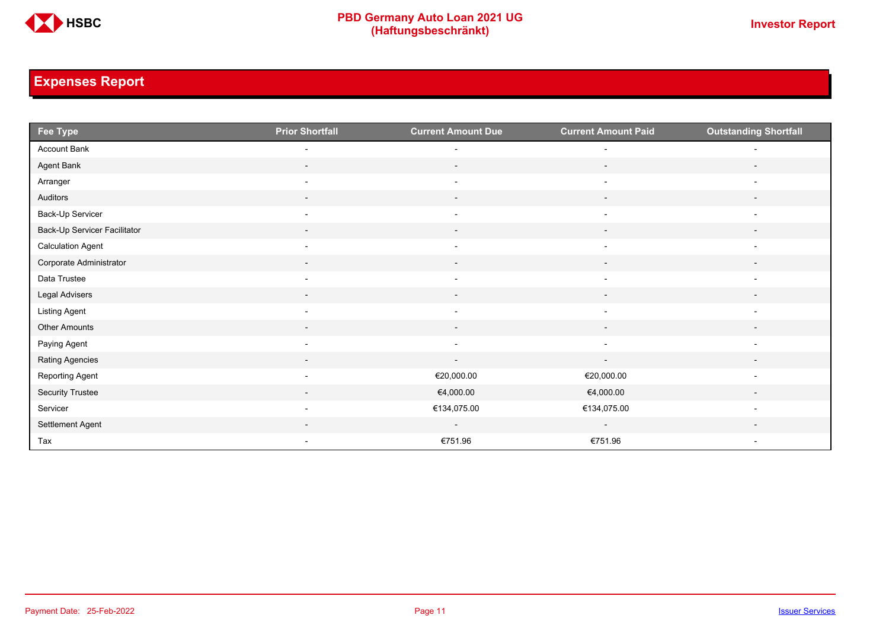## Expenses Report

| Fee Type | Prior Shortfall | Current Amount Due | Current Amount Paid | Outstanding Shortfall |
|---|---|---|---|---|
| Account Bank | - | - | - | - |
| Agent Bank | - | - | - | - |
| Arranger | - | - | - | - |
| Auditors | - | - | - | - |
| Back-Up Servicer | - | - | - | - |
| Back-Up Servicer Facilitator | - | - | - | - |
| Calculation Agent | - | - | - | - |
| Corporate Administrator | - | - | - | - |
| Data Trustee | - | - | - | - |
| Legal Advisers | - | - | - | - |
| Listing Agent | - | - | - | - |
| Other Amounts | - | - | - | - |
| Paying Agent | - | - | - | - |
| Rating Agencies | - | - | - | - |
| Reporting Agent | - | €20,000.00 | €20,000.00 | - |
| Security Trustee | - | €4,000.00 | €4,000.00 | - |
| Servicer | - | €134,075.00 | €134,075.00 | - |
| Settlement Agent | - | - | - | - |
| Tax | - | €751.96 | €751.96 | - |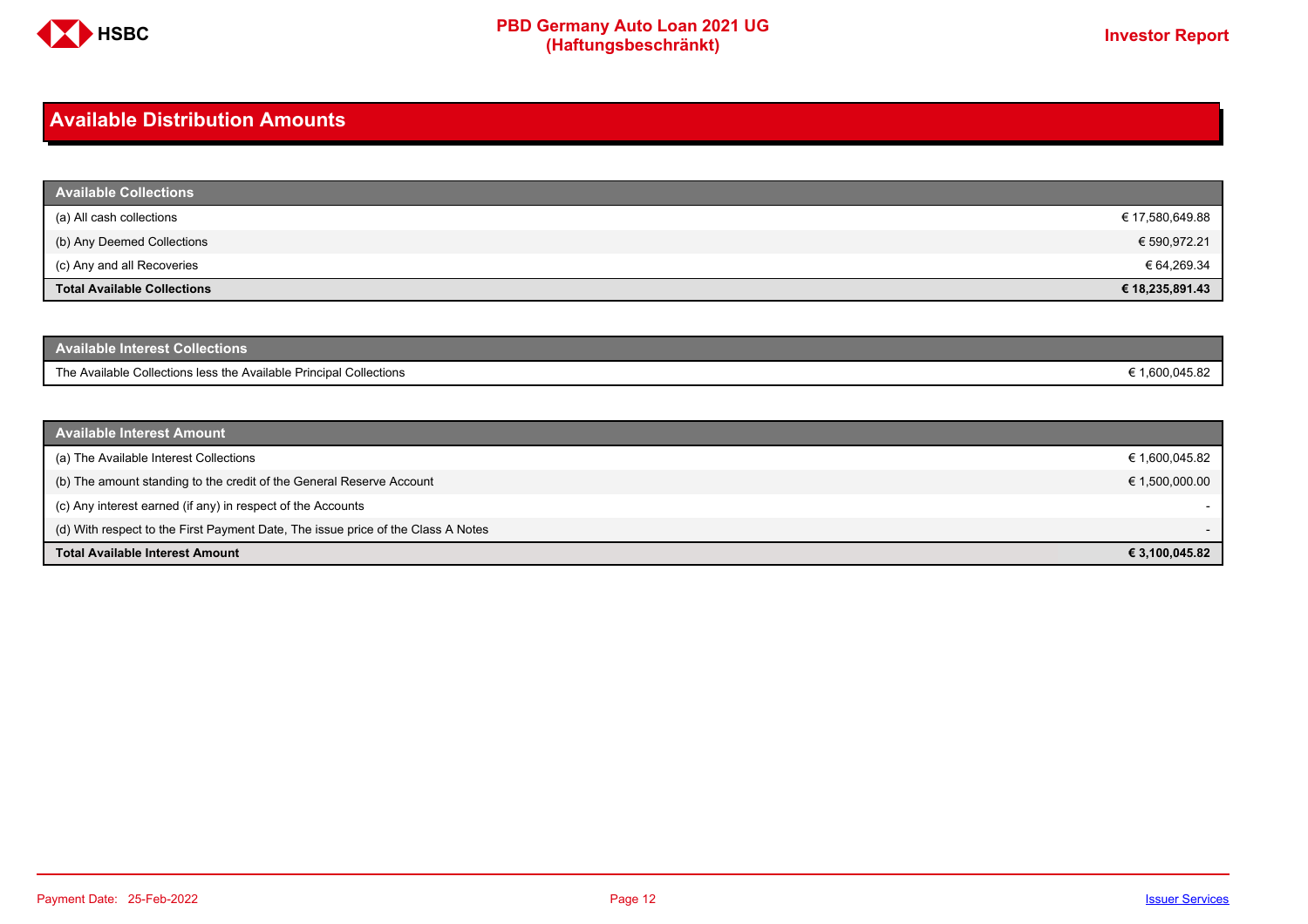# Available Distribution Amounts

| Available Collections | |
|---|---|
| (a) All cash collections | € 17,580,649.88 |
| (b) Any Deemed Collections | € 590,972.21 |
| (c) Any and all Recoveries | € 64,269.34 |
| **Total Available Collections** | **€ 18,235,891.43** |

| Available Interest Collections | |
|---|---|
| The Available Collections less the Available Principal Collections | € 1,600,045.82 |

| Available Interest Amount | |
|---|---|
| (a) The Available Interest Collections | € 1,600,045.82 |
| (b) The amount standing to the credit of the General Reserve Account | € 1,500,000.00 |
| (c) Any interest earned (if any) in respect of the Accounts | - |
| (d) With respect to the First Payment Date, The issue price of the Class A Notes | - |
| **Total Available Interest Amount** | **€ 3,100,045.82** |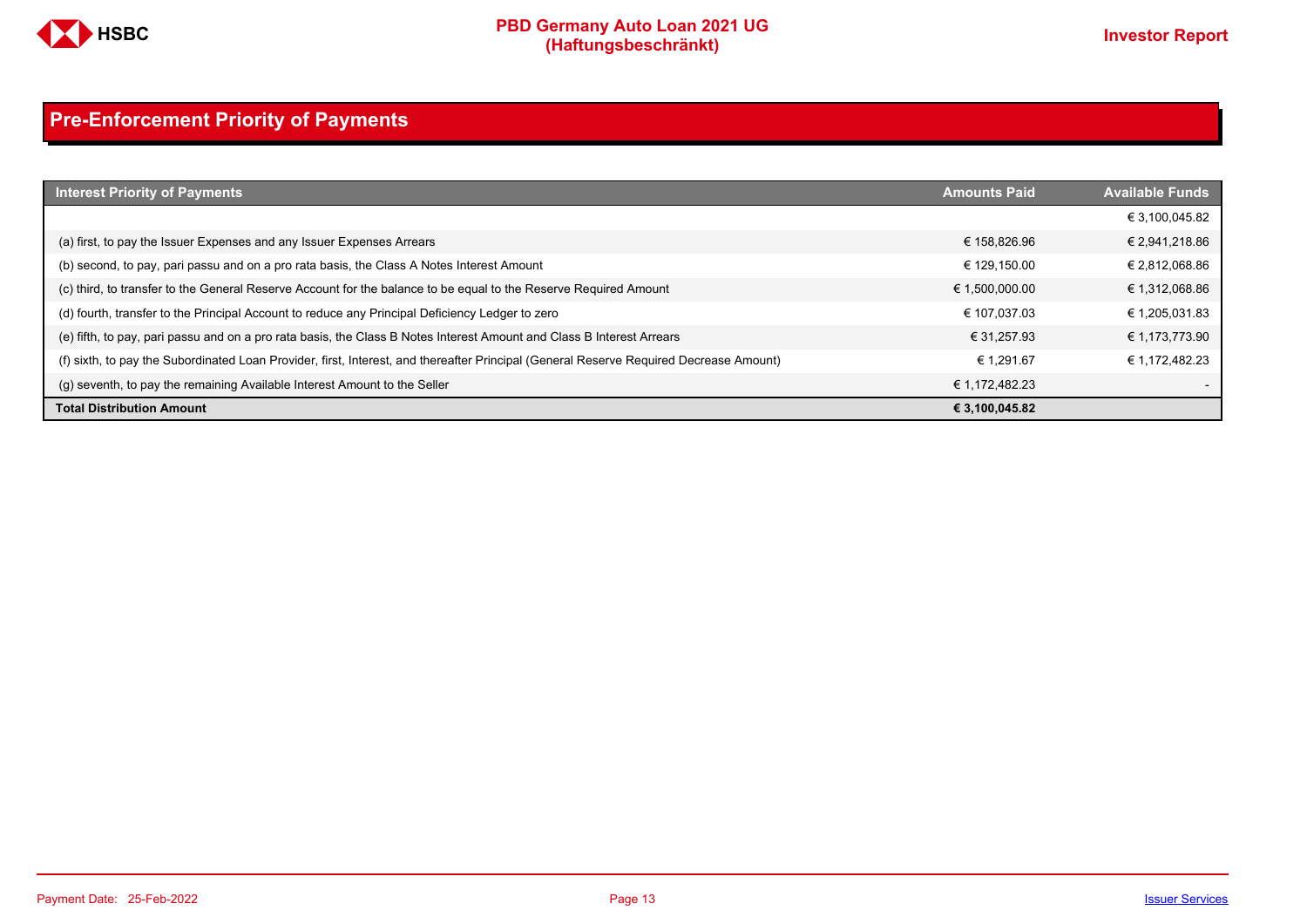## Pre-Enforcement Priority of Payments

| Interest Priority of Payments | Amounts Paid | Available Funds |
|---|---|---|
| | | € 3,100,045.82 |
| (a) first, to pay the Issuer Expenses and any Issuer Expenses Arrears | € 158,826.96 | € 2,941,218.86 |
| (b) second, to pay, pari passu and on a pro rata basis, the Class A Notes Interest Amount | € 129,150.00 | € 2,812,068.86 |
| (c) third, to transfer to the General Reserve Account for the balance to be equal to the Reserve Required Amount | € 1,500,000.00 | € 1,312,068.86 |
| (d) fourth, transfer to the Principal Account to reduce any Principal Deficiency Ledger to zero | € 107,037.03 | € 1,205,031.83 |
| (e) fifth, to pay, pari passu and on a pro rata basis, the Class B Notes Interest Amount and Class B Interest Arrears | € 31,257.93 | € 1,173,773.90 |
| (f) sixth, to pay the Subordinated Loan Provider, first, Interest, and thereafter Principal (General Reserve Required Decrease Amount) | € 1,291.67 | € 1,172,482.23 |
| (g) seventh, to pay the remaining Available Interest Amount to the Seller | € 1,172,482.23 | - |
| **Total Distribution Amount** | **€ 3,100,045.82** | |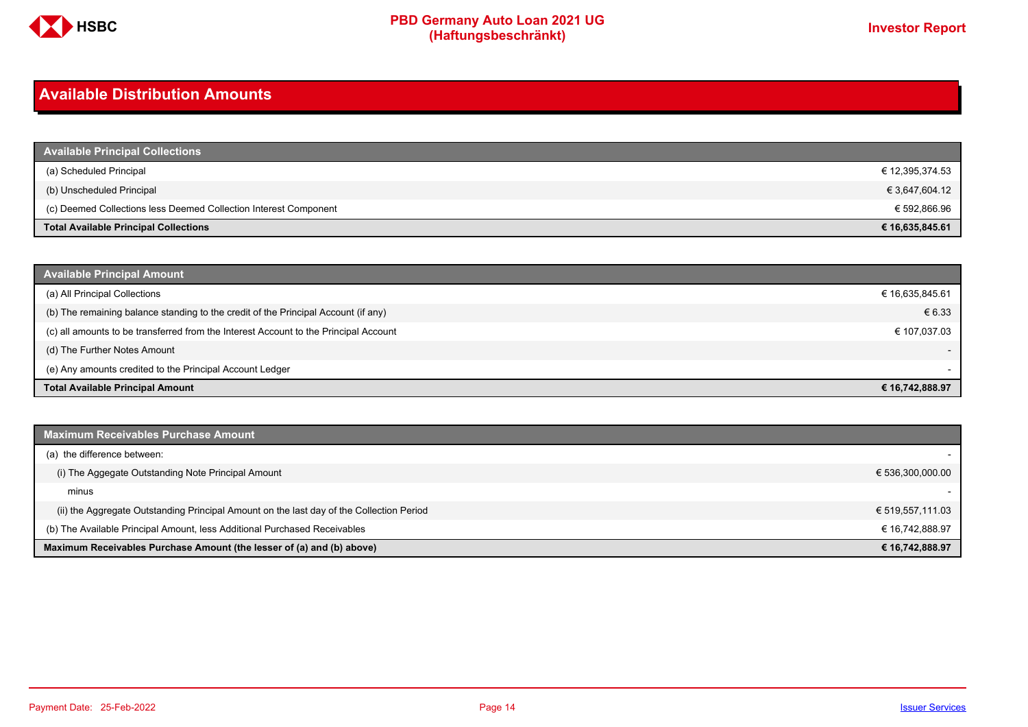# Available Distribution Amounts

| Available Principal Collections | |
|---|---|
| (a) Scheduled Principal | € 12,395,374.53 |
| (b) Unscheduled Principal | € 3,647,604.12 |
| (c) Deemed Collections less Deemed Collection Interest Component | € 592,866.96 |
| **Total Available Principal Collections** | **€ 16,635,845.61** |

| Available Principal Amount | |
|---|---|
| (a) All Principal Collections | € 16,635,845.61 |
| (b) The remaining balance standing to the credit of the Principal Account (if any) | € 6.33 |
| (c) all amounts to be transferred from the Interest Account to the Principal Account | € 107,037.03 |
| (d) The Further Notes Amount | - |
| (e) Any amounts credited to the Principal Account Ledger | - |
| **Total Available Principal Amount** | **€ 16,742,888.97** |

| Maximum Receivables Purchase Amount | |
|---|---|
| (a) the difference between: | - |
| (i) The Aggegate Outstanding Note Principal Amount | € 536,300,000.00 |
| minus | - |
| (ii) the Aggregate Outstanding Principal Amount on the last day of the Collection Period | € 519,557,111.03 |
| (b) The Available Principal Amount, less Additional Purchased Receivables | € 16,742,888.97 |
| **Maximum Receivables Purchase Amount (the lesser of (a) and (b) above)** | **€ 16,742,888.97** |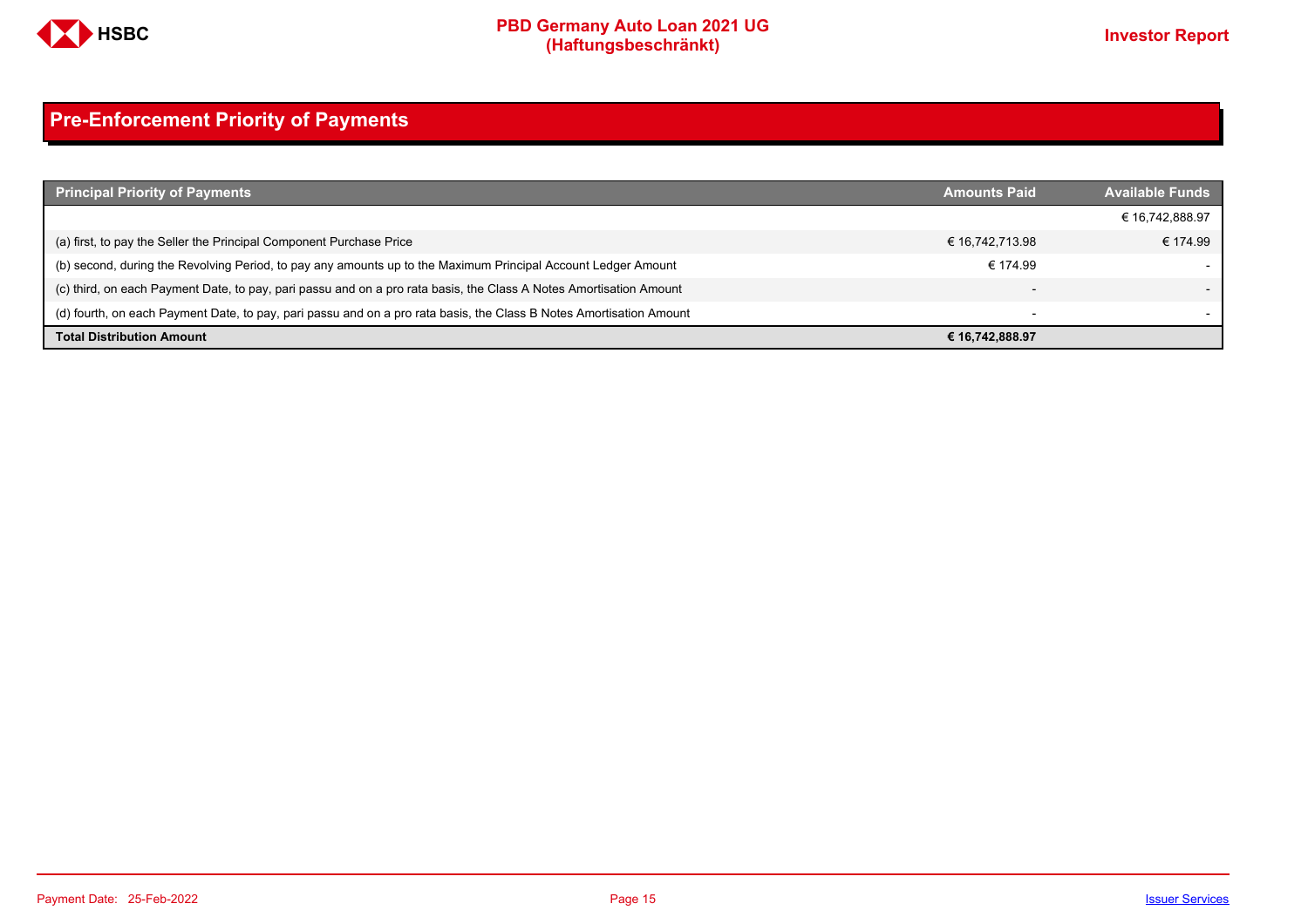## Pre-Enforcement Priority of Payments

| Principal Priority of Payments | Amounts Paid | Available Funds |
|---|---|---|
| | | € 16,742,888.97 |
| (a) first, to pay the Seller the Principal Component Purchase Price | € 16,742,713.98 | € 174.99 |
| (b) second, during the Revolving Period, to pay any amounts up to the Maximum Principal Account Ledger Amount | € 174.99 | - |
| (c) third, on each Payment Date, to pay, pari passu and on a pro rata basis, the Class A Notes Amortisation Amount | - | - |
| (d) fourth, on each Payment Date, to pay, pari passu and on a pro rata basis, the Class B Notes Amortisation Amount | - | - |
| **Total Distribution Amount** | **€ 16,742,888.97** | |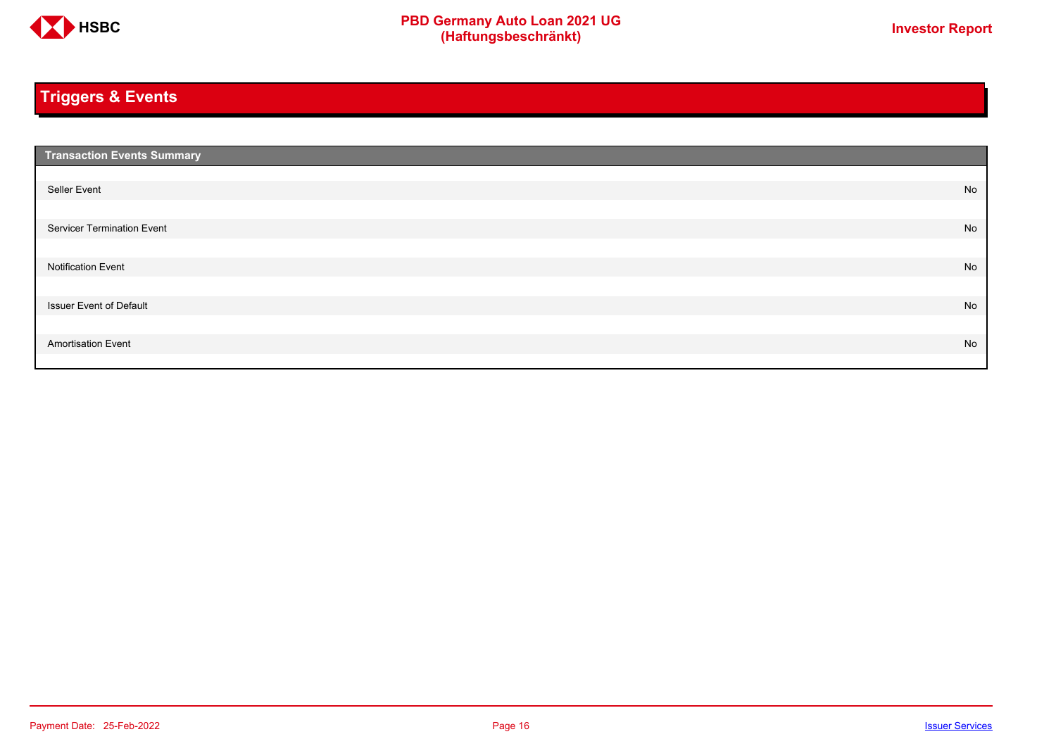## Triggers & Events

| Transaction Events Summary | |
|---|---|
| Seller Event | No |
| Servicer Termination Event | No |
| Notification Event | No |
| Issuer Event of Default | No |
| Amortisation Event | No |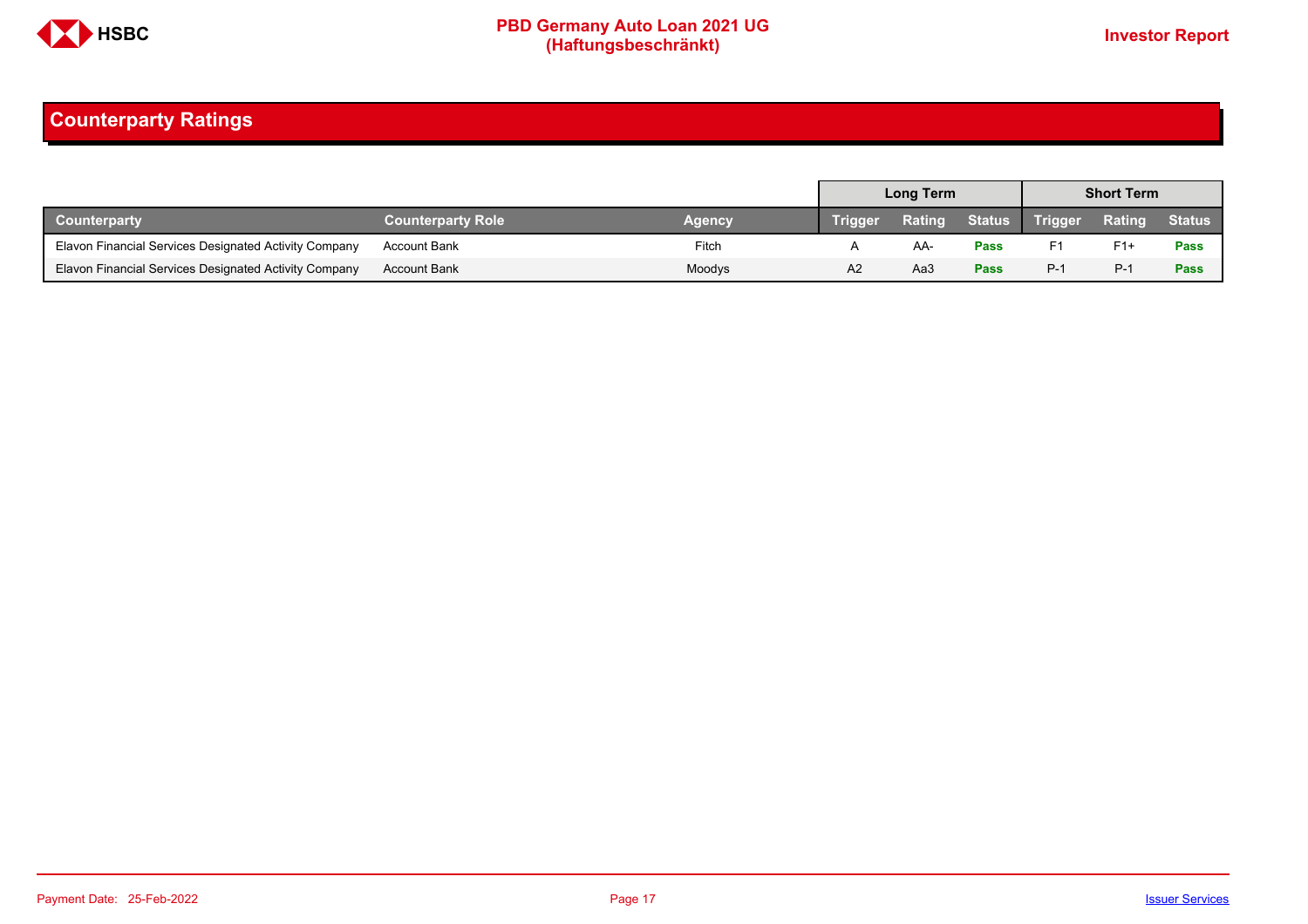## Counterparty Ratings

| | | | Long Term | | | Short Term | | |
|---|---|---|---|---|---|---|---|---|
| **Counterparty** | **Counterparty Role** | **Agency** | **Trigger** | **Rating** | **Status** | **Trigger** | **Rating** | **Status** |
| Elavon Financial Services Designated Activity Company | Account Bank | Fitch | A | AA- | **Pass** | F1 | F1+ | **Pass** |
| Elavon Financial Services Designated Activity Company | Account Bank | Moodys | A2 | Aa3 | **Pass** | P-1 | P-1 | **Pass** |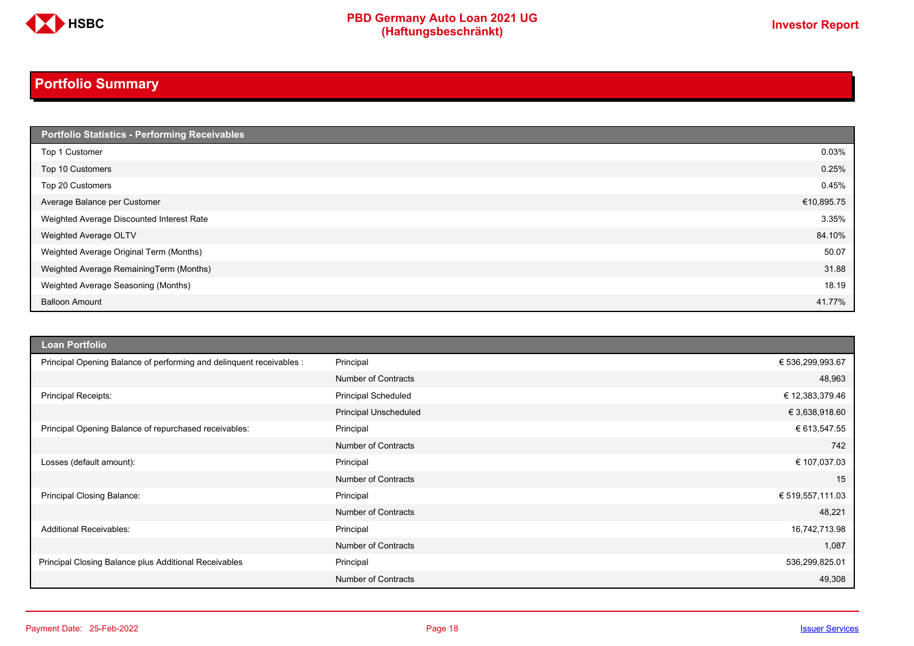## Portfolio Summary

| Portfolio Statistics - Performing Receivables | |
|---|---|
| Top 1 Customer | 0.03% |
| Top 10 Customers | 0.25% |
| Top 20 Customers | 0.45% |
| Average Balance per Customer | €10,895.75 |
| Weighted Average Discounted Interest Rate | 3.35% |
| Weighted Average OLTV | 84.10% |
| Weighted Average Original Term (Months) | 50.07 |
| Weighted Average RemainingTerm (Months) | 31.88 |
| Weighted Average Seasoning (Months) | 18.19 |
| Balloon Amount | 41.77% |

| Loan Portfolio | | |
|---|---|---|
| Principal Opening Balance of performing and delinquent receivables : | Principal | € 536,299,993.67 |
| | Number of Contracts | 48,963 |
| Principal Receipts: | Principal Scheduled | € 12,383,379.46 |
| | Principal Unscheduled | € 3,638,918.60 |
| Principal Opening Balance of repurchased receivables: | Principal | € 613,547.55 |
| | Number of Contracts | 742 |
| Losses (default amount): | Principal | € 107,037.03 |
| | Number of Contracts | 15 |
| Principal Closing Balance: | Principal | € 519,557,111.03 |
| | Number of Contracts | 48,221 |
| Additional Receivables: | Principal | 16,742,713.98 |
| | Number of Contracts | 1,087 |
| Principal Closing Balance plus Additional Receivables | Principal | 536,299,825.01 |
| | Number of Contracts | 49,308 |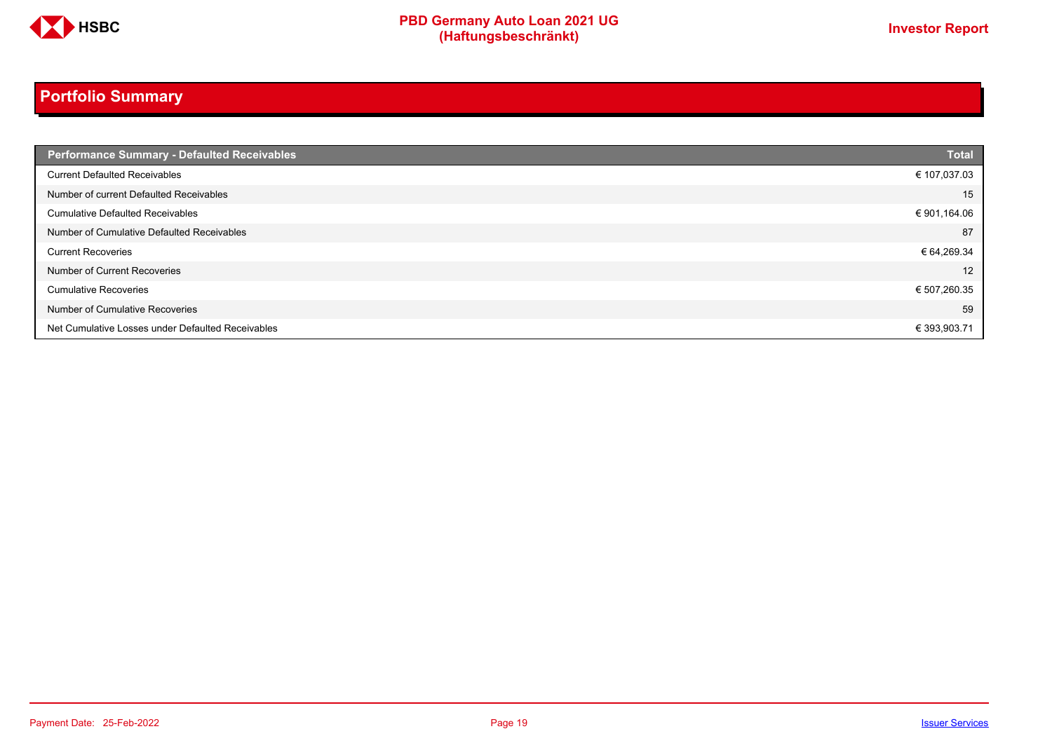## Portfolio Summary

| Performance Summary - Defaulted Receivables | Total |
|---|---|
| Current Defaulted Receivables | € 107,037.03 |
| Number of current Defaulted Receivables | 15 |
| Cumulative Defaulted Receivables | € 901,164.06 |
| Number of Cumulative Defaulted Receivables | 87 |
| Current Recoveries | € 64,269.34 |
| Number of Current Recoveries | 12 |
| Cumulative Recoveries | € 507,260.35 |
| Number of Cumulative Recoveries | 59 |
| Net Cumulative Losses under Defaulted Receivables | € 393,903.71 |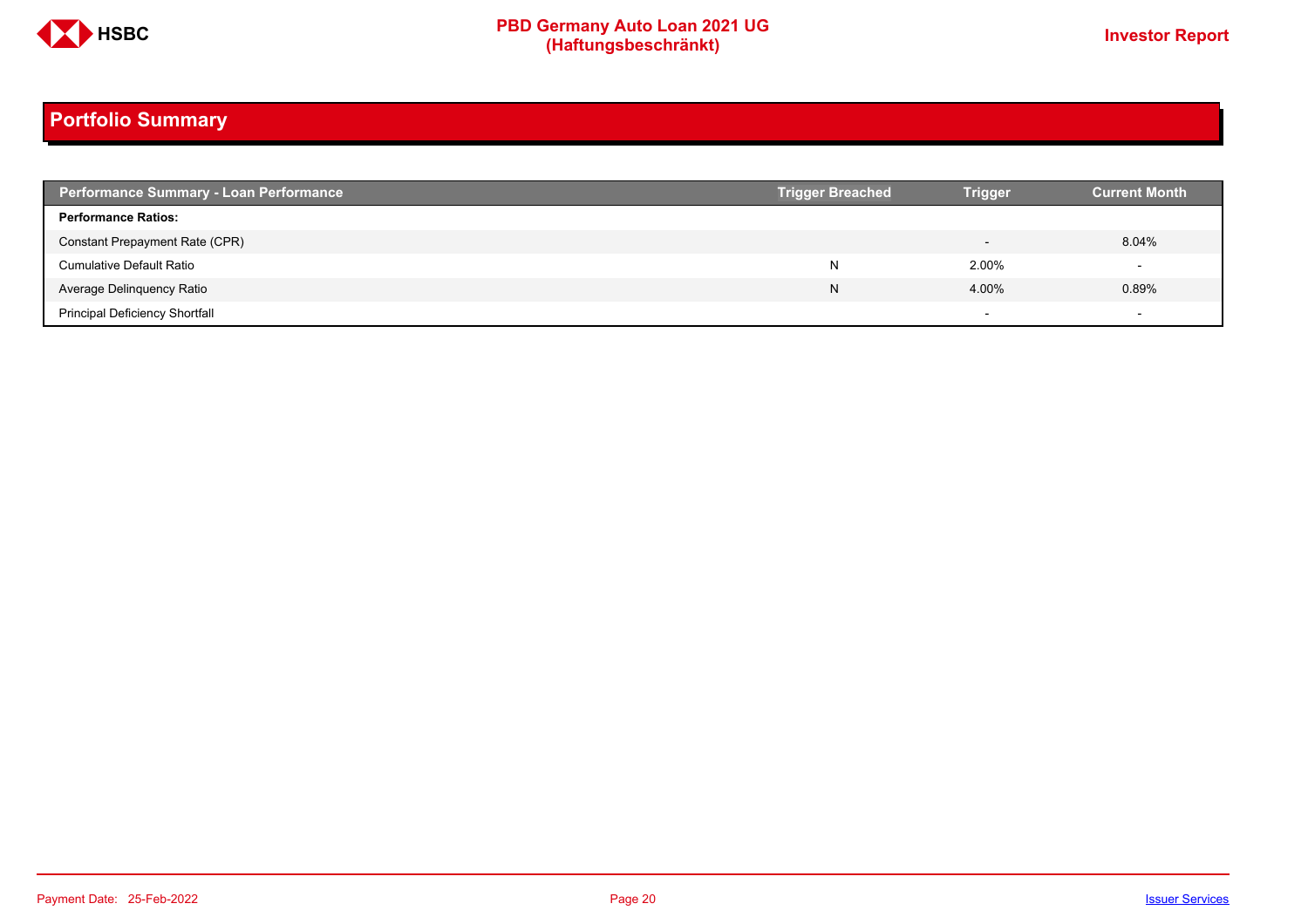## Portfolio Summary

| Performance Summary - Loan Performance | Trigger Breached | Trigger | Current Month |
|---|---|---|---|
| **Performance Ratios:** | | | |
| Constant Prepayment Rate (CPR) | | - | 8.04% |
| Cumulative Default Ratio | N | 2.00% | - |
| Average Delinquency Ratio | N | 4.00% | 0.89% |
| Principal Deficiency Shortfall | | - | - |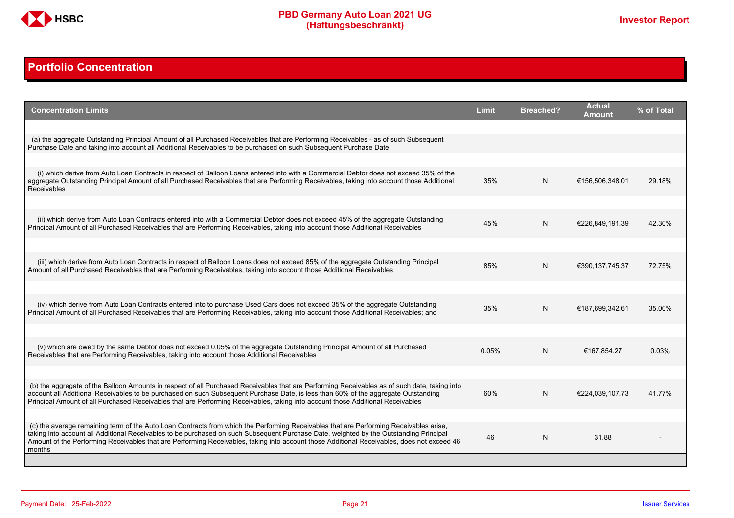## Portfolio Concentration

| Concentration Limits | Limit | Breached? | Actual Amount | % of Total |
|---|---|---|---|---|
| (a) the aggregate Outstanding Principal Amount of all Purchased Receivables that are Performing Receivables - as of such Subsequent Purchase Date and taking into account all Additional Receivables to be purchased on such Subsequent Purchase Date: | | | | |
| (i) which derive from Auto Loan Contracts in respect of Balloon Loans entered into with a Commercial Debtor does not exceed 35% of the aggregate Outstanding Principal Amount of all Purchased Receivables that are Performing Receivables, taking into account those Additional Receivables | 35% | N | €156,506,348.01 | 29.18% |
| (ii) which derive from Auto Loan Contracts entered into with a Commercial Debtor does not exceed 45% of the aggregate Outstanding Principal Amount of all Purchased Receivables that are Performing Receivables, taking into account those Additional Receivables | 45% | N | €226,849,191.39 | 42.30% |
| (iii) which derive from Auto Loan Contracts in respect of Balloon Loans does not exceed 85% of the aggregate Outstanding Principal Amount of all Purchased Receivables that are Performing Receivables, taking into account those Additional Receivables | 85% | N | €390,137,745.37 | 72.75% |
| (iv) which derive from Auto Loan Contracts entered into to purchase Used Cars does not exceed 35% of the aggregate Outstanding Principal Amount of all Purchased Receivables that are Performing Receivables, taking into account those Additional Receivables; and | 35% | N | €187,699,342.61 | 35.00% |
| (v) which are owed by the same Debtor does not exceed 0.05% of the aggregate Outstanding Principal Amount of all Purchased Receivables that are Performing Receivables, taking into account those Additional Receivables | 0.05% | N | €167,854.27 | 0.03% |
| (b) the aggregate of the Balloon Amounts in respect of all Purchased Receivables that are Performing Receivables as of such date, taking into account all Additional Receivables to be purchased on such Subsequent Purchase Date, is less than 60% of the aggregate Outstanding Principal Amount of all Purchased Receivables that are Performing Receivables, taking into account those Additional Receivables | 60% | N | €224,039,107.73 | 41.77% |
| (c) the average remaining term of the Auto Loan Contracts from which the Performing Receivables that are Performing Receivables arise, taking into account all Additional Receivables to be purchased on such Subsequent Purchase Date, weighted by the Outstanding Principal Amount of the Performing Receivables that are Performing Receivables, taking into account those Additional Receivables, does not exceed 46 months | 46 | N | 31.88 | - |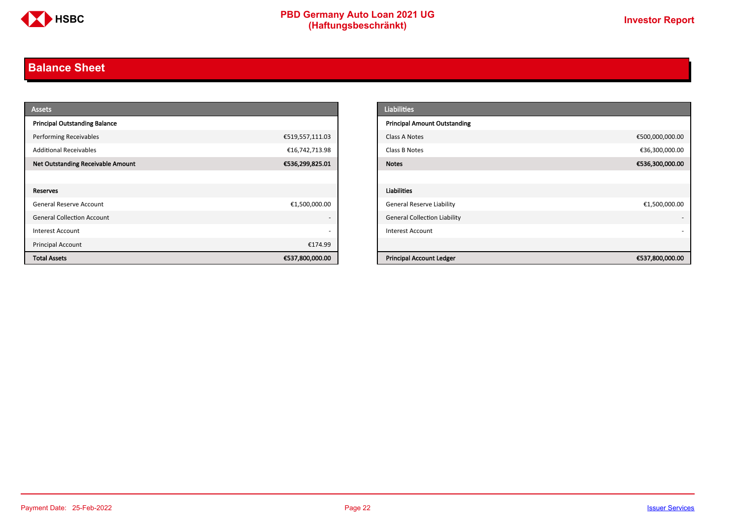## Balance Sheet

| Assets | |
|---|---|
| **Principal Outstanding Balance** | |
| Performing Receivables | €519,557,111.03 |
| Additional Receivables | €16,742,713.98 |
| **Net Outstanding Receivable Amount** | **€536,299,825.01** |
| | |
| **Reserves** | |
| General Reserve Account | €1,500,000.00 |
| General Collection Account | - |
| Interest Account | - |
| Principal Account | €174.99 |
| **Total Assets** | **€537,800,000.00** |

| Liabilities | |
|---|---|
| **Principal Amount Outstanding** | |
| Class A Notes | €500,000,000.00 |
| Class B Notes | €36,300,000.00 |
| **Notes** | **€536,300,000.00** |
| | |
| **Liabilities** | |
| General Reserve Liability | €1,500,000.00 |
| General Collection Liability | - |
| Interest Account | - |
| | |
| **Principal Account Ledger** | **€537,800,000.00** |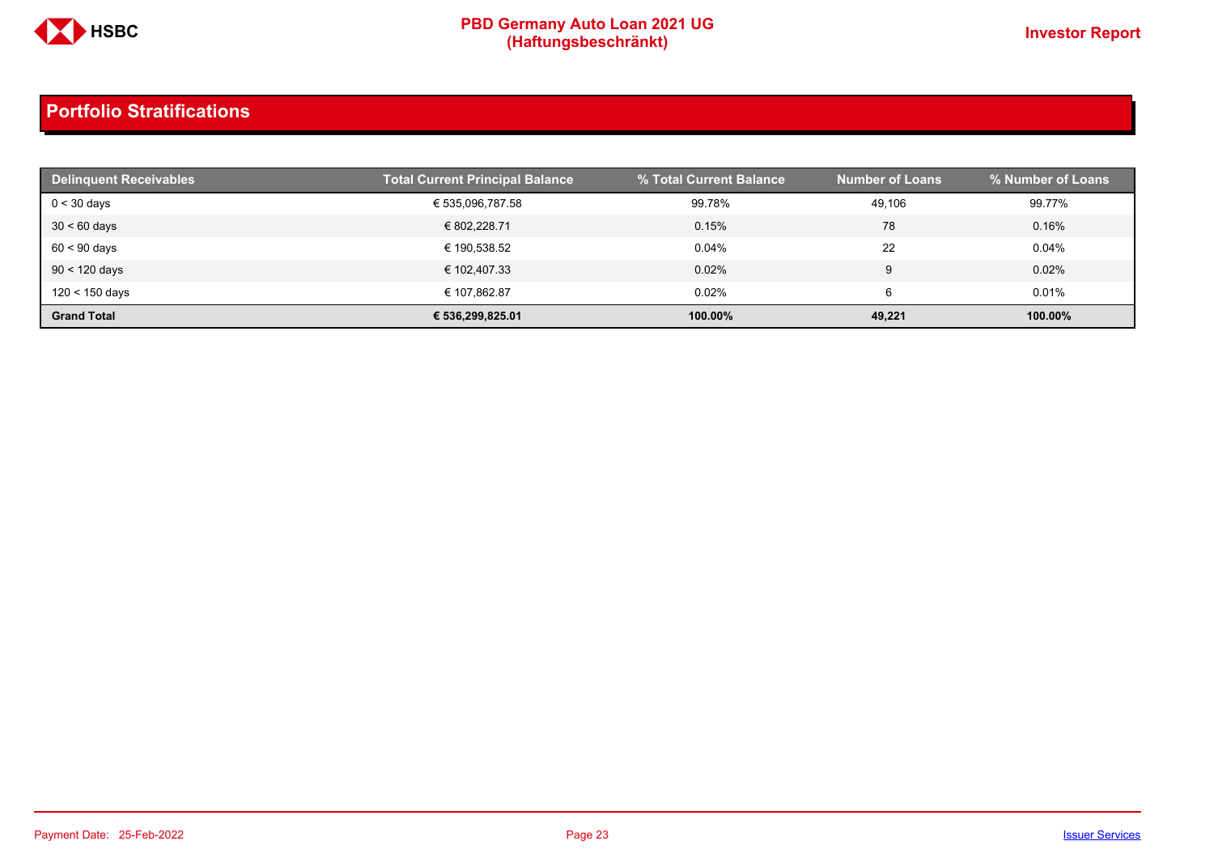## Portfolio Stratifications

| Delinquent Receivables | Total Current Principal Balance | % Total Current Balance | Number of Loans | % Number of Loans |
|---|---|---|---|---|
| 0 < 30 days | € 535,096,787.58 | 99.78% | 49,106 | 99.77% |
| 30 < 60 days | € 802,228.71 | 0.15% | 78 | 0.16% |
| 60 < 90 days | € 190,538.52 | 0.04% | 22 | 0.04% |
| 90 < 120 days | € 102,407.33 | 0.02% | 9 | 0.02% |
| 120 < 150 days | € 107,862.87 | 0.02% | 6 | 0.01% |
| **Grand Total** | **€ 536,299,825.01** | **100.00%** | **49,221** | **100.00%** |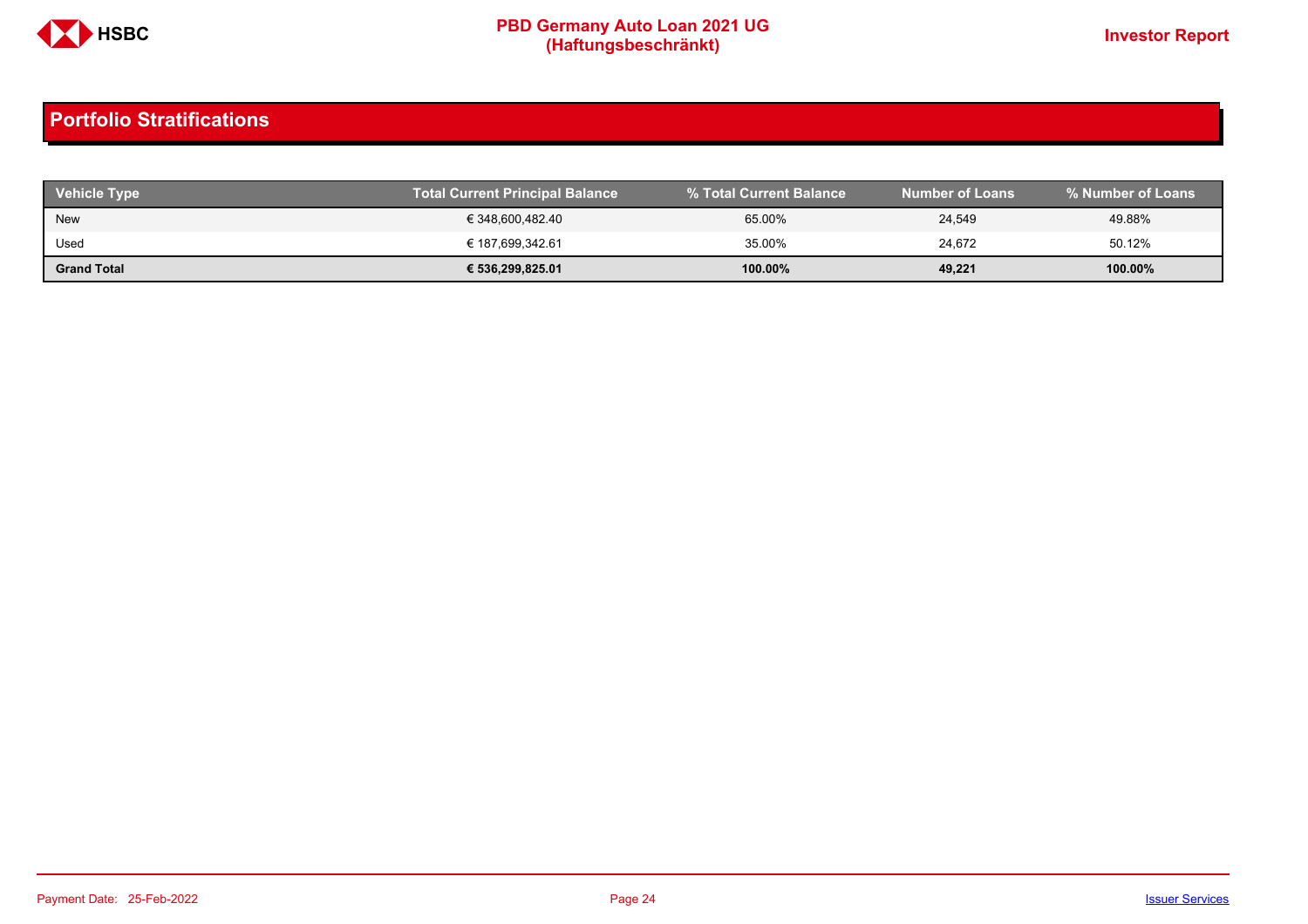## Portfolio Stratifications

| Vehicle Type | Total Current Principal Balance | % Total Current Balance | Number of Loans | % Number of Loans |
|---|---|---|---|---|
| New | € 348,600,482.40 | 65.00% | 24,549 | 49.88% |
| Used | € 187,699,342.61 | 35.00% | 24,672 | 50.12% |
| **Grand Total** | **€ 536,299,825.01** | **100.00%** | **49,221** | **100.00%** |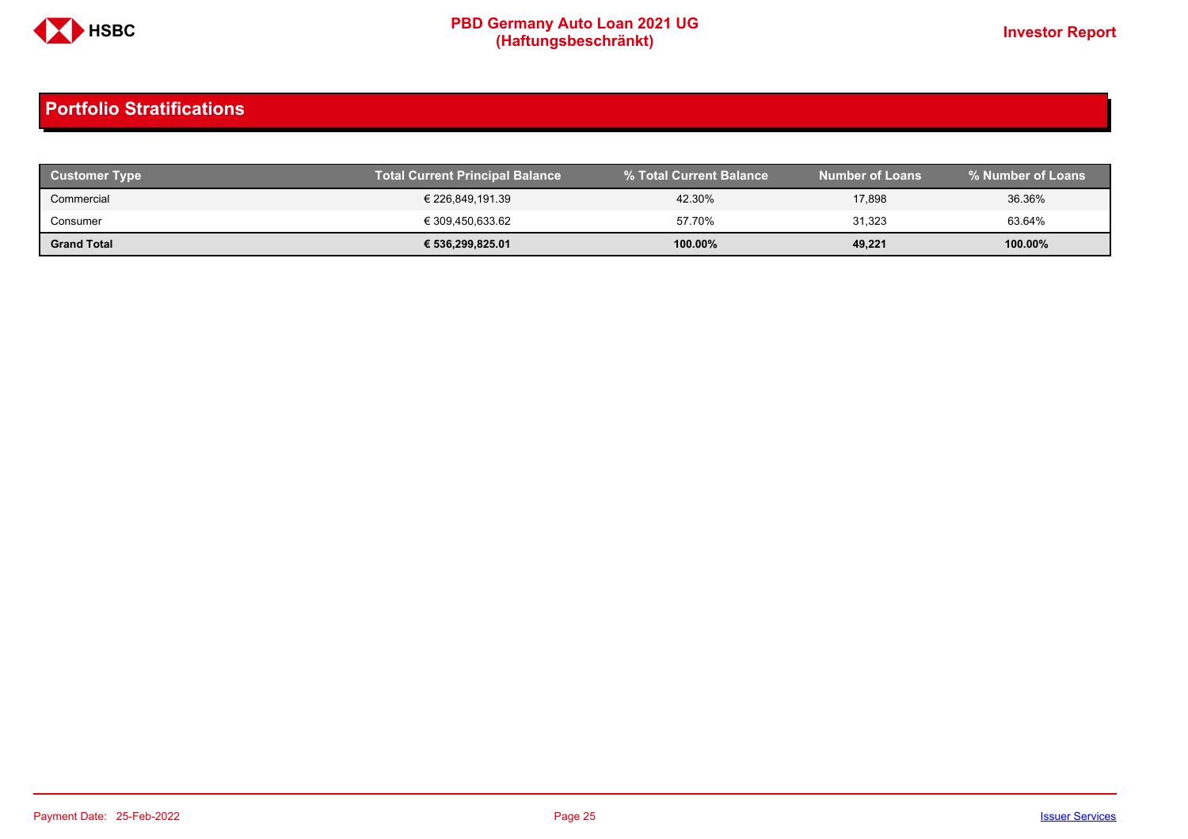## Portfolio Stratifications

| Customer Type | Total Current Principal Balance | % Total Current Balance | Number of Loans | % Number of Loans |
|---|---|---|---|---|
| Commercial | € 226,849,191.39 | 42.30% | 17,898 | 36.36% |
| Consumer | € 309,450,633.62 | 57.70% | 31,323 | 63.64% |
| **Grand Total** | **€ 536,299,825.01** | **100.00%** | **49,221** | **100.00%** |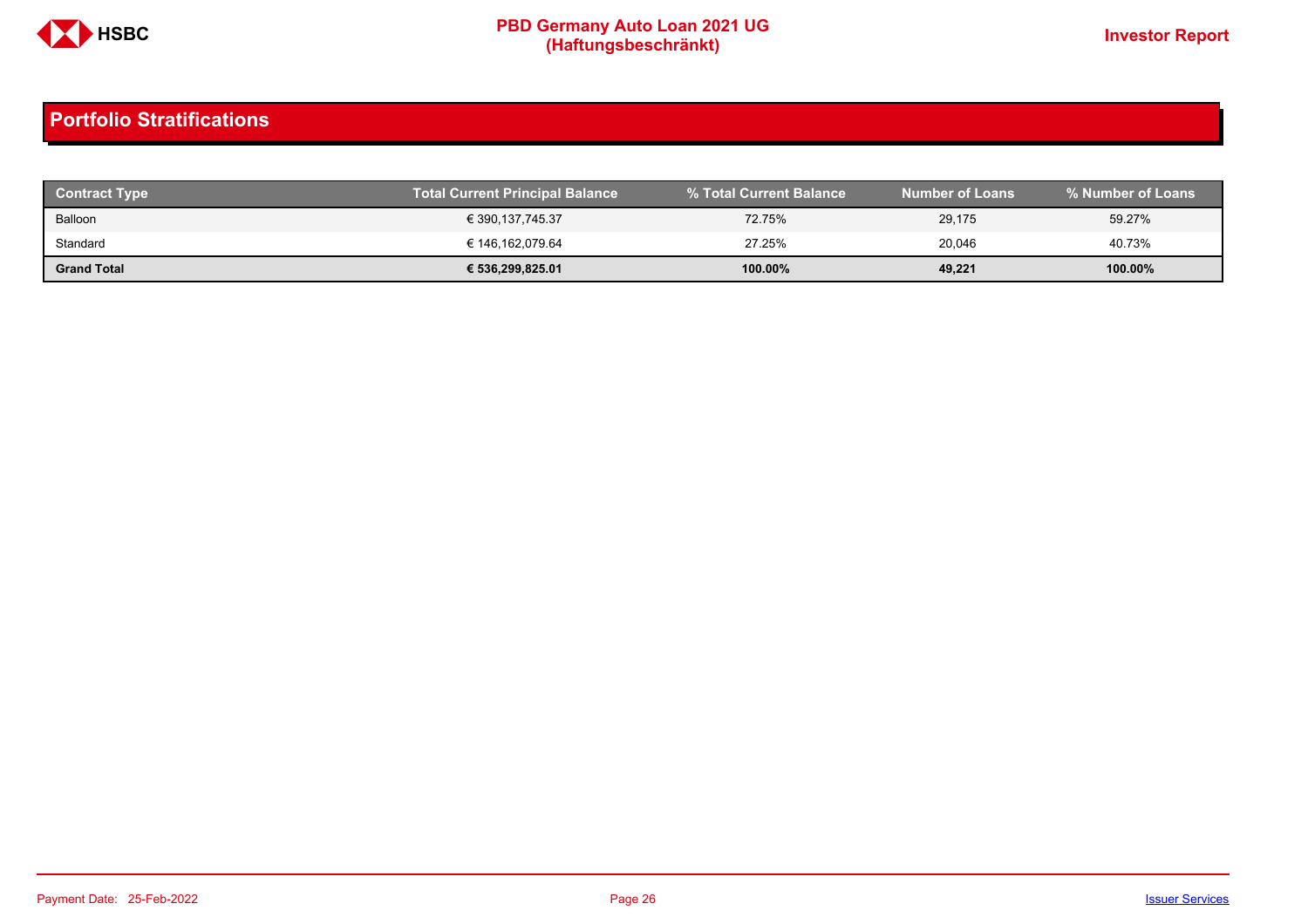## Portfolio Stratifications

| Contract Type | Total Current Principal Balance | % Total Current Balance | Number of Loans | % Number of Loans |
|---|---|---|---|---|
| Balloon | € 390,137,745.37 | 72.75% | 29,175 | 59.27% |
| Standard | € 146,162,079.64 | 27.25% | 20,046 | 40.73% |
| **Grand Total** | **€ 536,299,825.01** | **100.00%** | **49,221** | **100.00%** |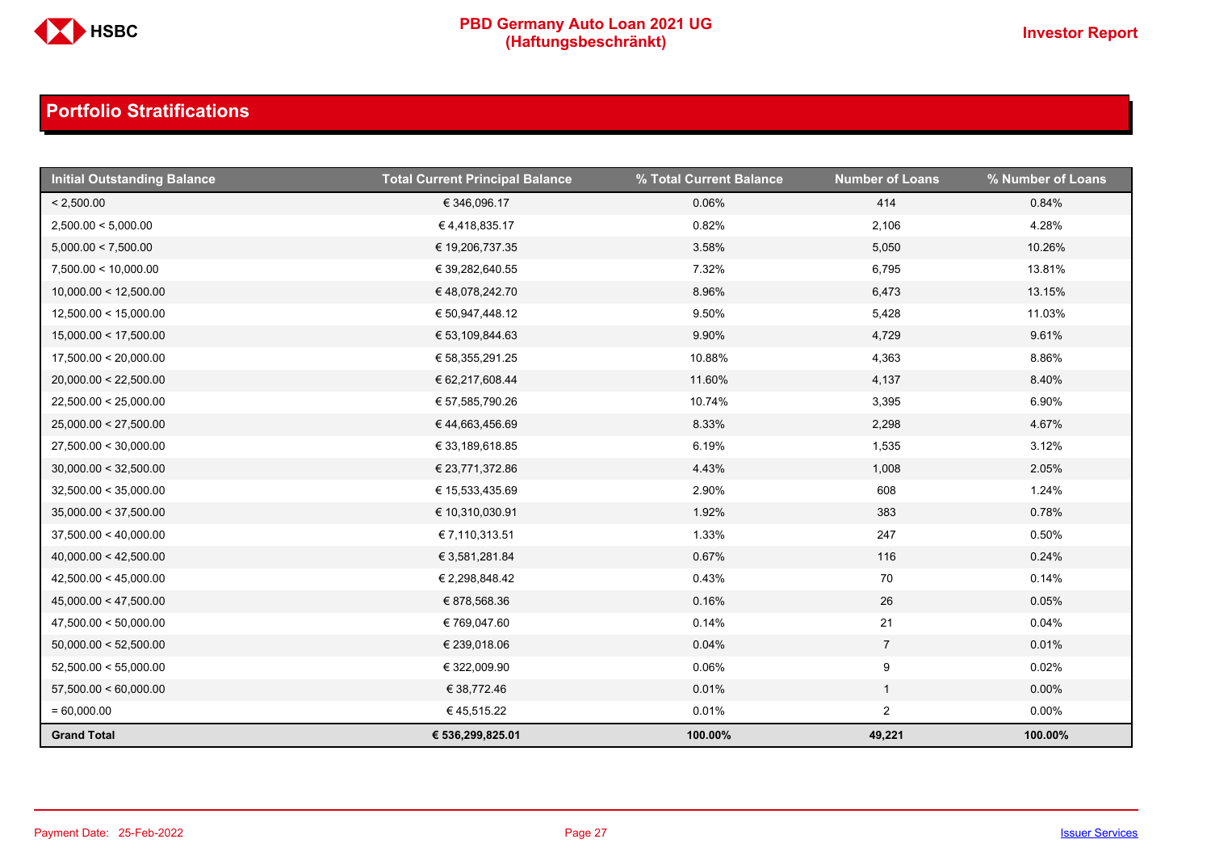## Portfolio Stratifications

| Initial Outstanding Balance | Total Current Principal Balance | % Total Current Balance | Number of Loans | % Number of Loans |
|---|---|---|---|---|
| < 2,500.00 | € 346,096.17 | 0.06% | 414 | 0.84% |
| 2,500.00 < 5,000.00 | € 4,418,835.17 | 0.82% | 2,106 | 4.28% |
| 5,000.00 < 7,500.00 | € 19,206,737.35 | 3.58% | 5,050 | 10.26% |
| 7,500.00 < 10,000.00 | € 39,282,640.55 | 7.32% | 6,795 | 13.81% |
| 10,000.00 < 12,500.00 | € 48,078,242.70 | 8.96% | 6,473 | 13.15% |
| 12,500.00 < 15,000.00 | € 50,947,448.12 | 9.50% | 5,428 | 11.03% |
| 15,000.00 < 17,500.00 | € 53,109,844.63 | 9.90% | 4,729 | 9.61% |
| 17,500.00 < 20,000.00 | € 58,355,291.25 | 10.88% | 4,363 | 8.86% |
| 20,000.00 < 22,500.00 | € 62,217,608.44 | 11.60% | 4,137 | 8.40% |
| 22,500.00 < 25,000.00 | € 57,585,790.26 | 10.74% | 3,395 | 6.90% |
| 25,000.00 < 27,500.00 | € 44,663,456.69 | 8.33% | 2,298 | 4.67% |
| 27,500.00 < 30,000.00 | € 33,189,618.85 | 6.19% | 1,535 | 3.12% |
| 30,000.00 < 32,500.00 | € 23,771,372.86 | 4.43% | 1,008 | 2.05% |
| 32,500.00 < 35,000.00 | € 15,533,435.69 | 2.90% | 608 | 1.24% |
| 35,000.00 < 37,500.00 | € 10,310,030.91 | 1.92% | 383 | 0.78% |
| 37,500.00 < 40,000.00 | € 7,110,313.51 | 1.33% | 247 | 0.50% |
| 40,000.00 < 42,500.00 | € 3,581,281.84 | 0.67% | 116 | 0.24% |
| 42,500.00 < 45,000.00 | € 2,298,848.42 | 0.43% | 70 | 0.14% |
| 45,000.00 < 47,500.00 | € 878,568.36 | 0.16% | 26 | 0.05% |
| 47,500.00 < 50,000.00 | € 769,047.60 | 0.14% | 21 | 0.04% |
| 50,000.00 < 52,500.00 | € 239,018.06 | 0.04% | 7 | 0.01% |
| 52,500.00 < 55,000.00 | € 322,009.90 | 0.06% | 9 | 0.02% |
| 57,500.00 < 60,000.00 | € 38,772.46 | 0.01% | 1 | 0.00% |
| = 60,000.00 | € 45,515.22 | 0.01% | 2 | 0.00% |
| **Grand Total** | **€ 536,299,825.01** | **100.00%** | **49,221** | **100.00%** |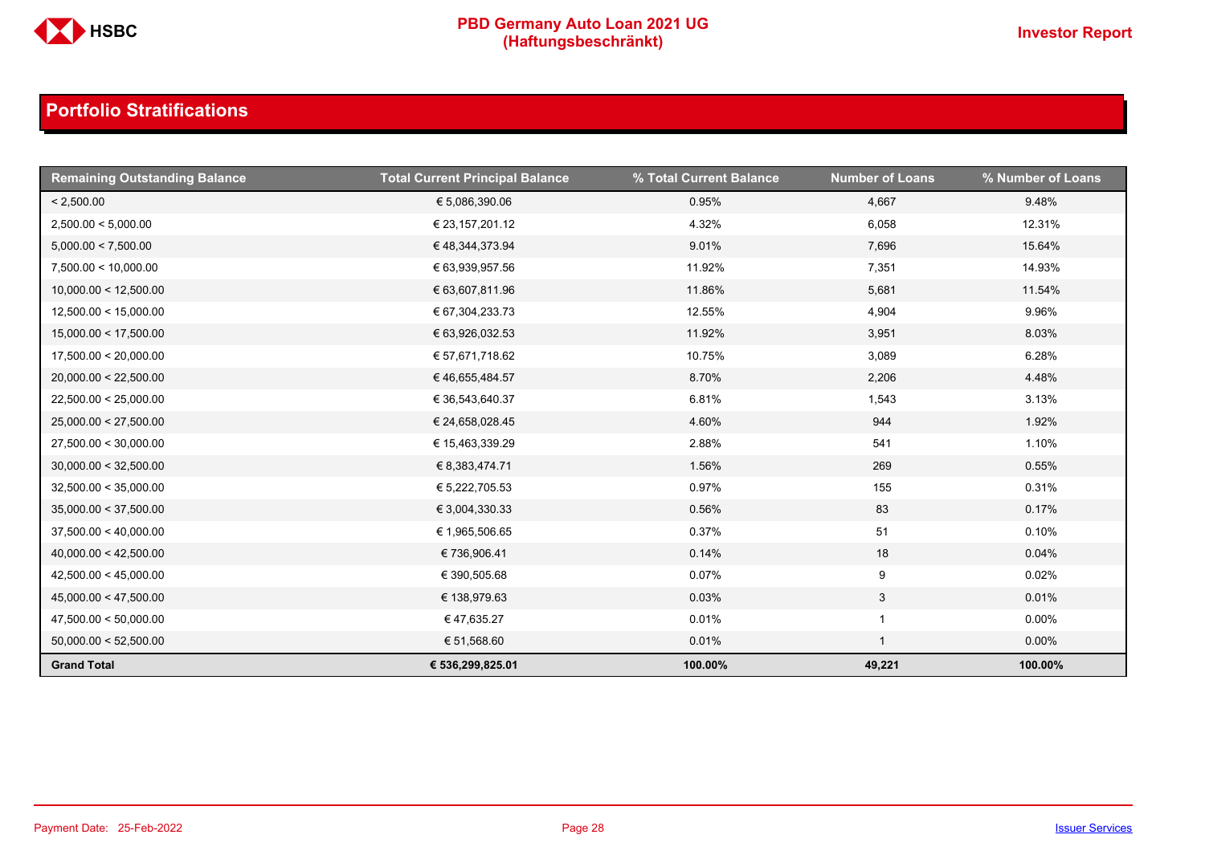## Portfolio Stratifications

| Remaining Outstanding Balance | Total Current Principal Balance | % Total Current Balance | Number of Loans | % Number of Loans |
|---|---|---|---|---|
| < 2,500.00 | € 5,086,390.06 | 0.95% | 4,667 | 9.48% |
| 2,500.00 < 5,000.00 | € 23,157,201.12 | 4.32% | 6,058 | 12.31% |
| 5,000.00 < 7,500.00 | € 48,344,373.94 | 9.01% | 7,696 | 15.64% |
| 7,500.00 < 10,000.00 | € 63,939,957.56 | 11.92% | 7,351 | 14.93% |
| 10,000.00 < 12,500.00 | € 63,607,811.96 | 11.86% | 5,681 | 11.54% |
| 12,500.00 < 15,000.00 | € 67,304,233.73 | 12.55% | 4,904 | 9.96% |
| 15,000.00 < 17,500.00 | € 63,926,032.53 | 11.92% | 3,951 | 8.03% |
| 17,500.00 < 20,000.00 | € 57,671,718.62 | 10.75% | 3,089 | 6.28% |
| 20,000.00 < 22,500.00 | € 46,655,484.57 | 8.70% | 2,206 | 4.48% |
| 22,500.00 < 25,000.00 | € 36,543,640.37 | 6.81% | 1,543 | 3.13% |
| 25,000.00 < 27,500.00 | € 24,658,028.45 | 4.60% | 944 | 1.92% |
| 27,500.00 < 30,000.00 | € 15,463,339.29 | 2.88% | 541 | 1.10% |
| 30,000.00 < 32,500.00 | € 8,383,474.71 | 1.56% | 269 | 0.55% |
| 32,500.00 < 35,000.00 | € 5,222,705.53 | 0.97% | 155 | 0.31% |
| 35,000.00 < 37,500.00 | € 3,004,330.33 | 0.56% | 83 | 0.17% |
| 37,500.00 < 40,000.00 | € 1,965,506.65 | 0.37% | 51 | 0.10% |
| 40,000.00 < 42,500.00 | € 736,906.41 | 0.14% | 18 | 0.04% |
| 42,500.00 < 45,000.00 | € 390,505.68 | 0.07% | 9 | 0.02% |
| 45,000.00 < 47,500.00 | € 138,979.63 | 0.03% | 3 | 0.01% |
| 47,500.00 < 50,000.00 | € 47,635.27 | 0.01% | 1 | 0.00% |
| 50,000.00 < 52,500.00 | € 51,568.60 | 0.01% | 1 | 0.00% |
| **Grand Total** | **€ 536,299,825.01** | **100.00%** | **49,221** | **100.00%** |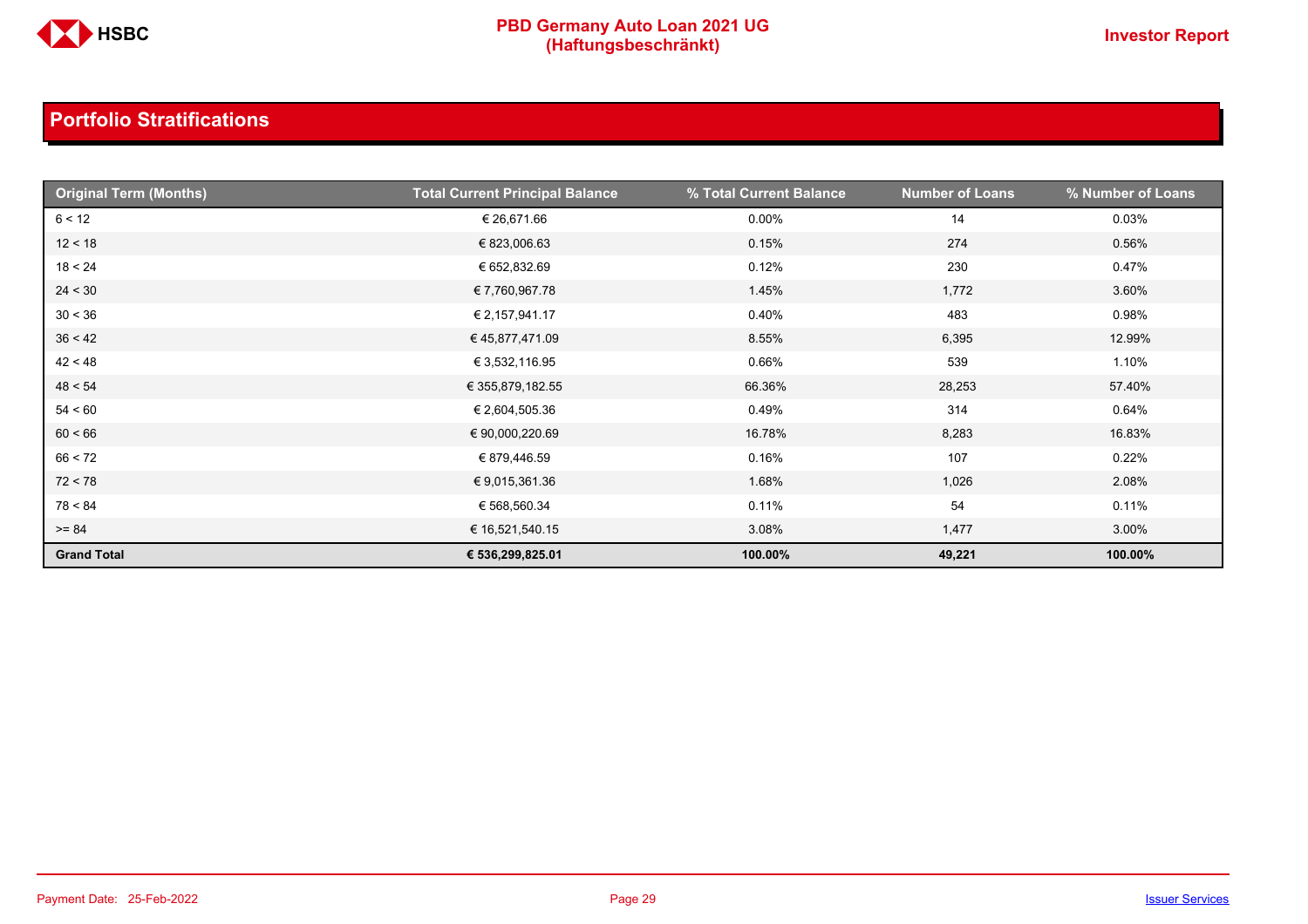## Portfolio Stratifications

| Original Term (Months) | Total Current Principal Balance | % Total Current Balance | Number of Loans | % Number of Loans |
|---|---|---|---|---|
| 6 < 12 | € 26,671.66 | 0.00% | 14 | 0.03% |
| 12 < 18 | € 823,006.63 | 0.15% | 274 | 0.56% |
| 18 < 24 | € 652,832.69 | 0.12% | 230 | 0.47% |
| 24 < 30 | € 7,760,967.78 | 1.45% | 1,772 | 3.60% |
| 30 < 36 | € 2,157,941.17 | 0.40% | 483 | 0.98% |
| 36 < 42 | € 45,877,471.09 | 8.55% | 6,395 | 12.99% |
| 42 < 48 | € 3,532,116.95 | 0.66% | 539 | 1.10% |
| 48 < 54 | € 355,879,182.55 | 66.36% | 28,253 | 57.40% |
| 54 < 60 | € 2,604,505.36 | 0.49% | 314 | 0.64% |
| 60 < 66 | € 90,000,220.69 | 16.78% | 8,283 | 16.83% |
| 66 < 72 | € 879,446.59 | 0.16% | 107 | 0.22% |
| 72 < 78 | € 9,015,361.36 | 1.68% | 1,026 | 2.08% |
| 78 < 84 | € 568,560.34 | 0.11% | 54 | 0.11% |
| >= 84 | € 16,521,540.15 | 3.08% | 1,477 | 3.00% |
| **Grand Total** | **€ 536,299,825.01** | **100.00%** | **49,221** | **100.00%** |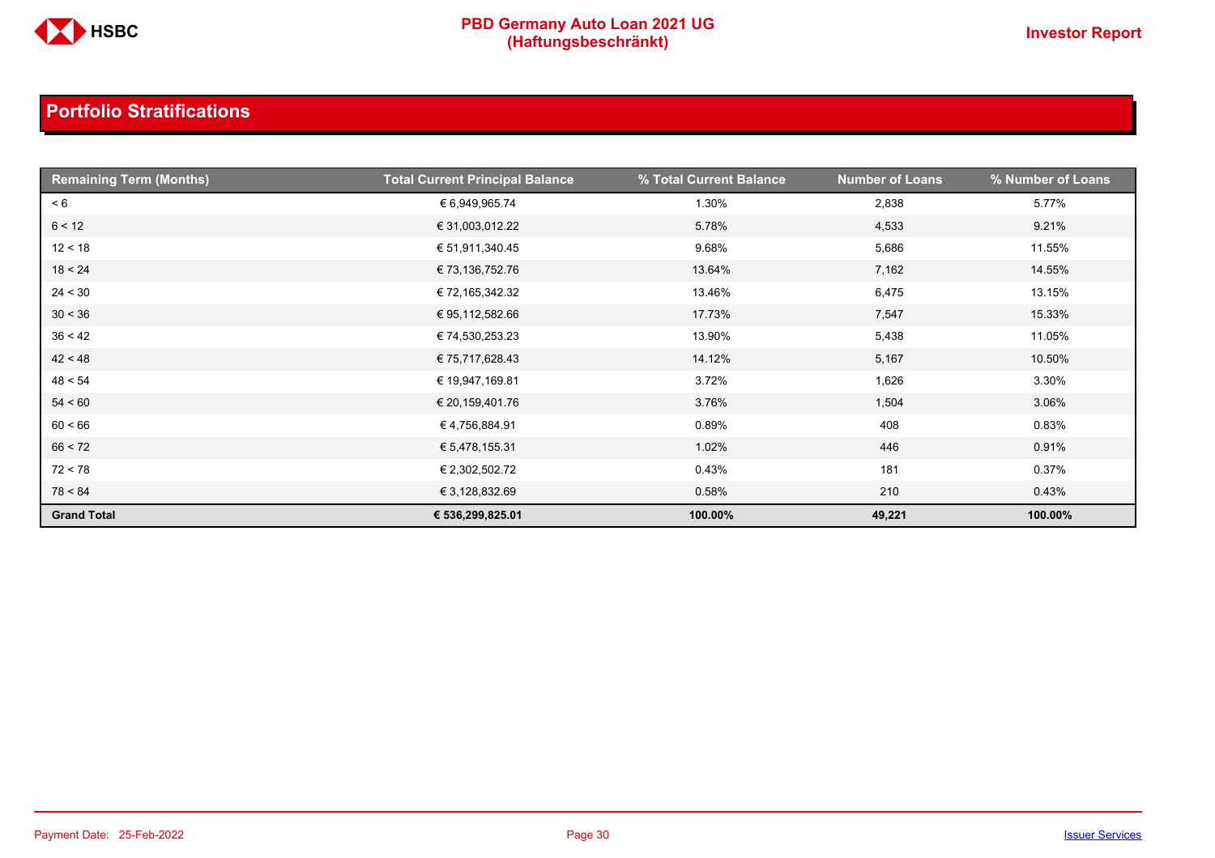## Portfolio Stratifications

| Remaining Term (Months) | Total Current Principal Balance | % Total Current Balance | Number of Loans | % Number of Loans |
|---|---|---|---|---|
| < 6 | € 6,949,965.74 | 1.30% | 2,838 | 5.77% |
| 6 < 12 | € 31,003,012.22 | 5.78% | 4,533 | 9.21% |
| 12 < 18 | € 51,911,340.45 | 9.68% | 5,686 | 11.55% |
| 18 < 24 | € 73,136,752.76 | 13.64% | 7,162 | 14.55% |
| 24 < 30 | € 72,165,342.32 | 13.46% | 6,475 | 13.15% |
| 30 < 36 | € 95,112,582.66 | 17.73% | 7,547 | 15.33% |
| 36 < 42 | € 74,530,253.23 | 13.90% | 5,438 | 11.05% |
| 42 < 48 | € 75,717,628.43 | 14.12% | 5,167 | 10.50% |
| 48 < 54 | € 19,947,169.81 | 3.72% | 1,626 | 3.30% |
| 54 < 60 | € 20,159,401.76 | 3.76% | 1,504 | 3.06% |
| 60 < 66 | € 4,756,884.91 | 0.89% | 408 | 0.83% |
| 66 < 72 | € 5,478,155.31 | 1.02% | 446 | 0.91% |
| 72 < 78 | € 2,302,502.72 | 0.43% | 181 | 0.37% |
| 78 < 84 | € 3,128,832.69 | 0.58% | 210 | 0.43% |
| **Grand Total** | **€ 536,299,825.01** | **100.00%** | **49,221** | **100.00%** |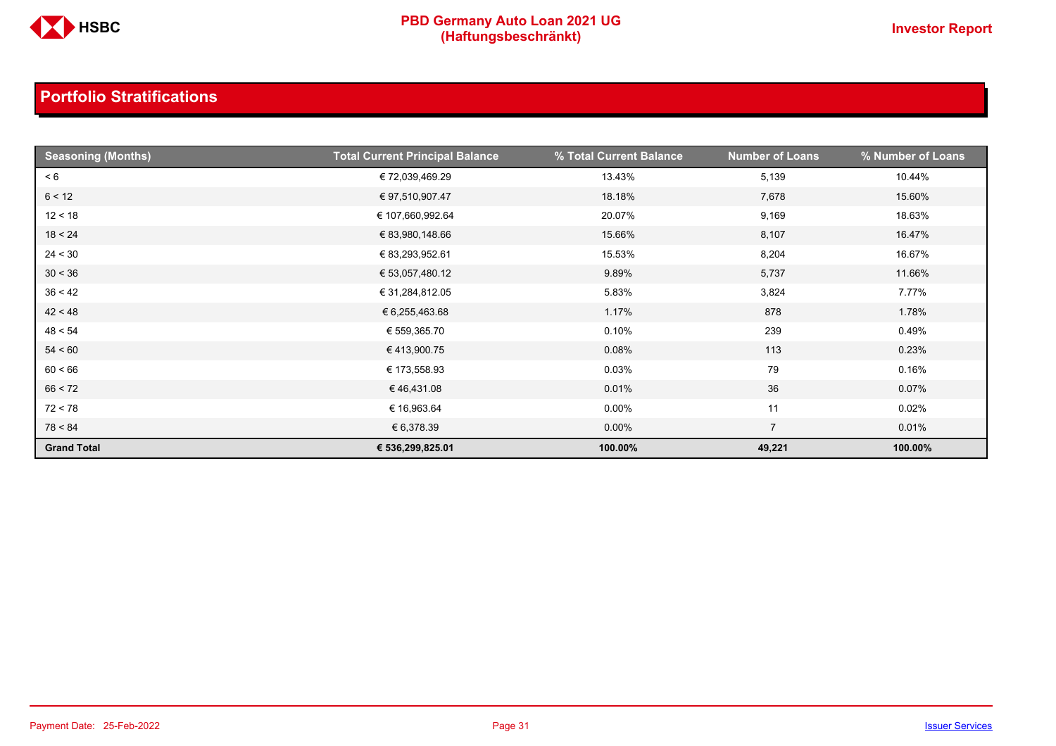## Portfolio Stratifications

| Seasoning (Months) | Total Current Principal Balance | % Total Current Balance | Number of Loans | % Number of Loans |
|---|---|---|---|---|
| < 6 | € 72,039,469.29 | 13.43% | 5,139 | 10.44% |
| 6 < 12 | € 97,510,907.47 | 18.18% | 7,678 | 15.60% |
| 12 < 18 | € 107,660,992.64 | 20.07% | 9,169 | 18.63% |
| 18 < 24 | € 83,980,148.66 | 15.66% | 8,107 | 16.47% |
| 24 < 30 | € 83,293,952.61 | 15.53% | 8,204 | 16.67% |
| 30 < 36 | € 53,057,480.12 | 9.89% | 5,737 | 11.66% |
| 36 < 42 | € 31,284,812.05 | 5.83% | 3,824 | 7.77% |
| 42 < 48 | € 6,255,463.68 | 1.17% | 878 | 1.78% |
| 48 < 54 | € 559,365.70 | 0.10% | 239 | 0.49% |
| 54 < 60 | € 413,900.75 | 0.08% | 113 | 0.23% |
| 60 < 66 | € 173,558.93 | 0.03% | 79 | 0.16% |
| 66 < 72 | € 46,431.08 | 0.01% | 36 | 0.07% |
| 72 < 78 | € 16,963.64 | 0.00% | 11 | 0.02% |
| 78 < 84 | € 6,378.39 | 0.00% | 7 | 0.01% |
| **Grand Total** | **€ 536,299,825.01** | **100.00%** | **49,221** | **100.00%** |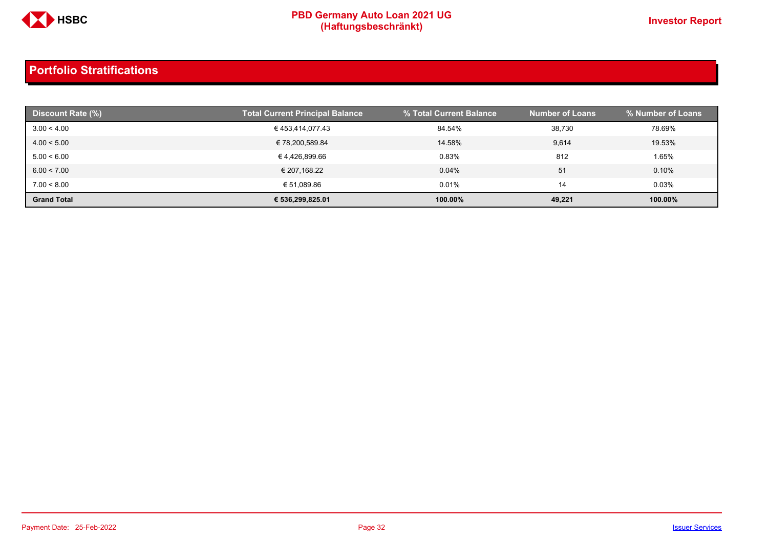## Portfolio Stratifications

| Discount Rate (%) | Total Current Principal Balance | % Total Current Balance | Number of Loans | % Number of Loans |
|---|---|---|---|---|
| 3.00 < 4.00 | € 453,414,077.43 | 84.54% | 38,730 | 78.69% |
| 4.00 < 5.00 | € 78,200,589.84 | 14.58% | 9,614 | 19.53% |
| 5.00 < 6.00 | € 4,426,899.66 | 0.83% | 812 | 1.65% |
| 6.00 < 7.00 | € 207,168.22 | 0.04% | 51 | 0.10% |
| 7.00 < 8.00 | € 51,089.86 | 0.01% | 14 | 0.03% |
| **Grand Total** | **€ 536,299,825.01** | **100.00%** | **49,221** | **100.00%** |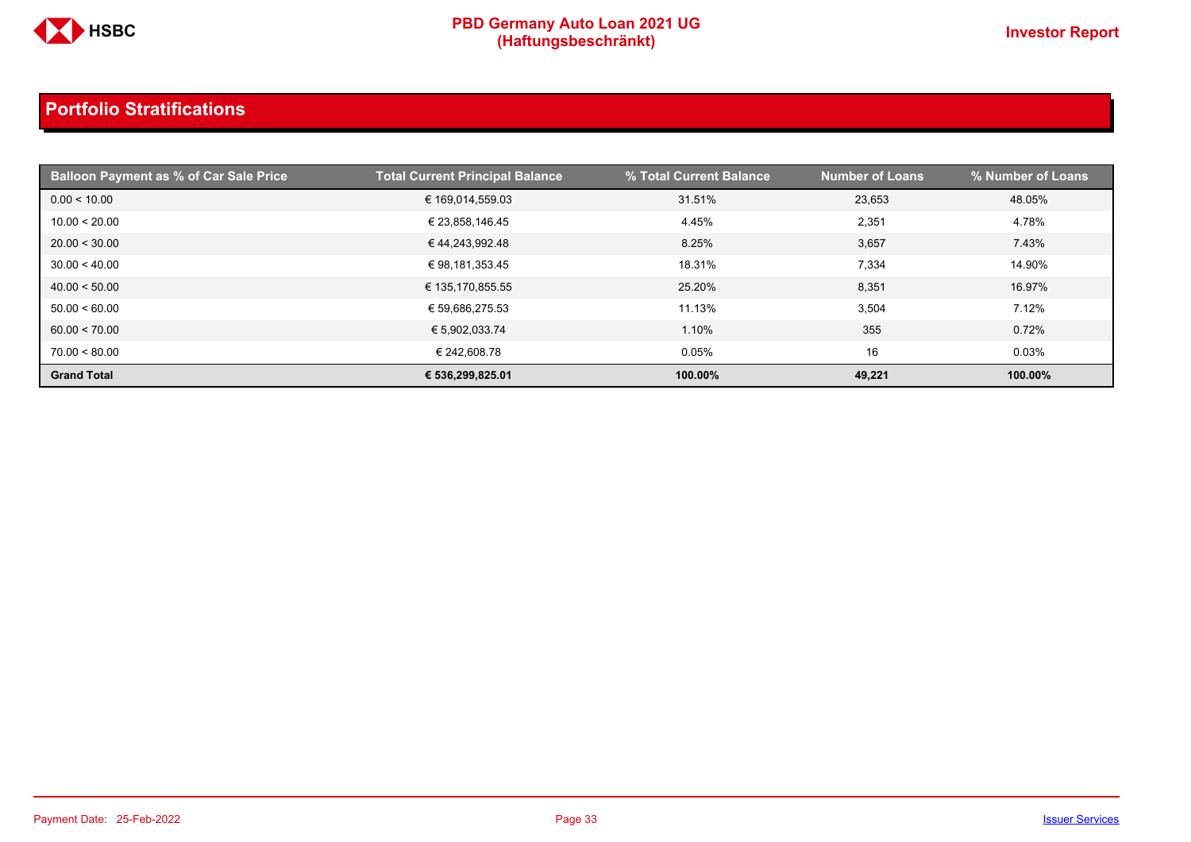## Portfolio Stratifications

| Balloon Payment as % of Car Sale Price | Total Current Principal Balance | % Total Current Balance | Number of Loans | % Number of Loans |
|---|---|---|---|---|
| 0.00 < 10.00 | € 169,014,559.03 | 31.51% | 23,653 | 48.05% |
| 10.00 < 20.00 | € 23,858,146.45 | 4.45% | 2,351 | 4.78% |
| 20.00 < 30.00 | € 44,243,992.48 | 8.25% | 3,657 | 7.43% |
| 30.00 < 40.00 | € 98,181,353.45 | 18.31% | 7,334 | 14.90% |
| 40.00 < 50.00 | € 135,170,855.55 | 25.20% | 8,351 | 16.97% |
| 50.00 < 60.00 | € 59,686,275.53 | 11.13% | 3,504 | 7.12% |
| 60.00 < 70.00 | € 5,902,033.74 | 1.10% | 355 | 0.72% |
| 70.00 < 80.00 | € 242,608.78 | 0.05% | 16 | 0.03% |
| **Grand Total** | **€ 536,299,825.01** | **100.00%** | **49,221** | **100.00%** |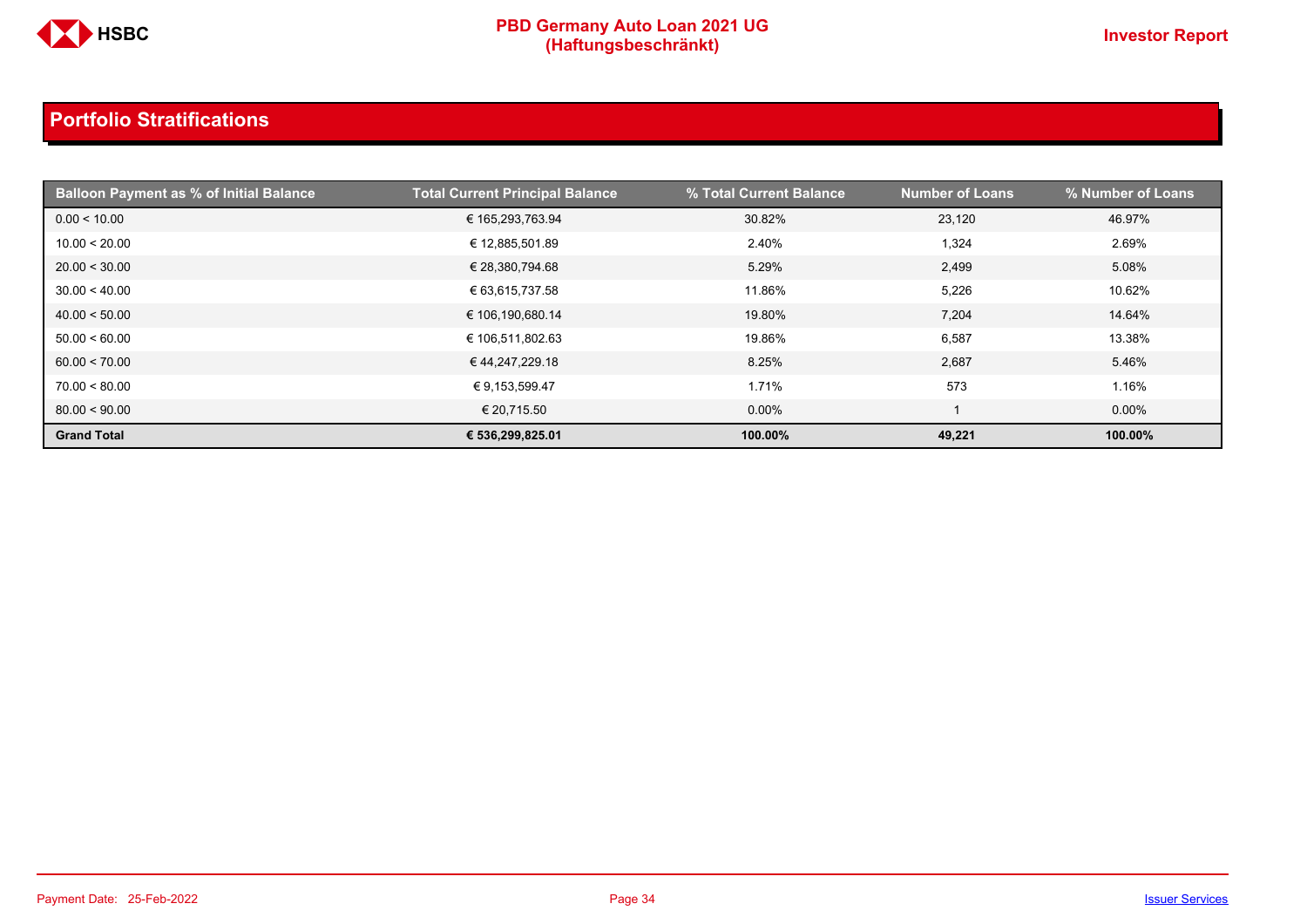## Portfolio Stratifications

| Balloon Payment as % of Initial Balance | Total Current Principal Balance | % Total Current Balance | Number of Loans | % Number of Loans |
|---|---|---|---|---|
| 0.00 < 10.00 | € 165,293,763.94 | 30.82% | 23,120 | 46.97% |
| 10.00 < 20.00 | € 12,885,501.89 | 2.40% | 1,324 | 2.69% |
| 20.00 < 30.00 | € 28,380,794.68 | 5.29% | 2,499 | 5.08% |
| 30.00 < 40.00 | € 63,615,737.58 | 11.86% | 5,226 | 10.62% |
| 40.00 < 50.00 | € 106,190,680.14 | 19.80% | 7,204 | 14.64% |
| 50.00 < 60.00 | € 106,511,802.63 | 19.86% | 6,587 | 13.38% |
| 60.00 < 70.00 | € 44,247,229.18 | 8.25% | 2,687 | 5.46% |
| 70.00 < 80.00 | € 9,153,599.47 | 1.71% | 573 | 1.16% |
| 80.00 < 90.00 | € 20,715.50 | 0.00% | 1 | 0.00% |
| **Grand Total** | **€ 536,299,825.01** | **100.00%** | **49,221** | **100.00%** |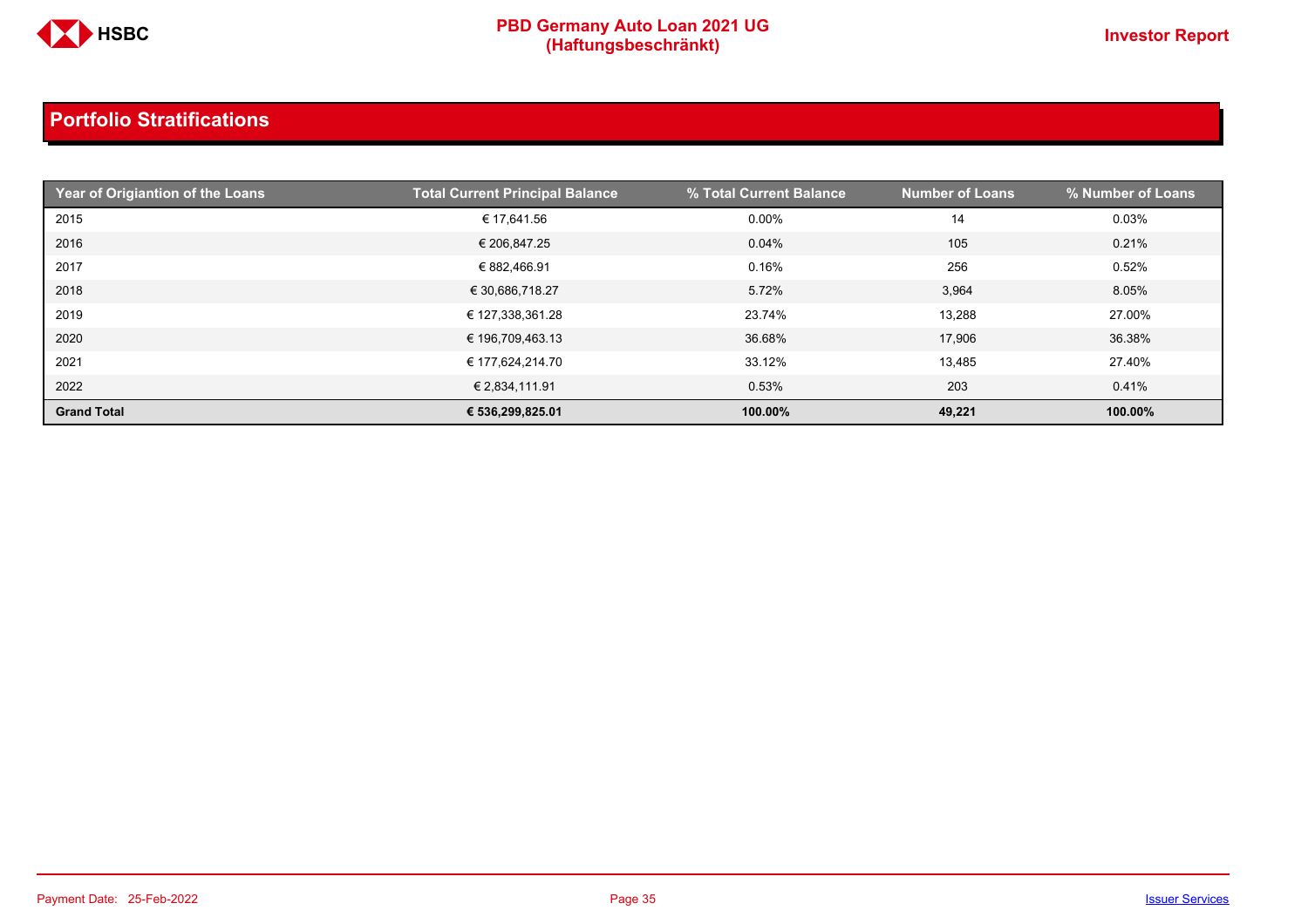## Portfolio Stratifications

| Year of Origiantion of the Loans | Total Current Principal Balance | % Total Current Balance | Number of Loans | % Number of Loans |
|---|---|---|---|---|
| 2015 | € 17,641.56 | 0.00% | 14 | 0.03% |
| 2016 | € 206,847.25 | 0.04% | 105 | 0.21% |
| 2017 | € 882,466.91 | 0.16% | 256 | 0.52% |
| 2018 | € 30,686,718.27 | 5.72% | 3,964 | 8.05% |
| 2019 | € 127,338,361.28 | 23.74% | 13,288 | 27.00% |
| 2020 | € 196,709,463.13 | 36.68% | 17,906 | 36.38% |
| 2021 | € 177,624,214.70 | 33.12% | 13,485 | 27.40% |
| 2022 | € 2,834,111.91 | 0.53% | 203 | 0.41% |
| **Grand Total** | **€ 536,299,825.01** | **100.00%** | **49,221** | **100.00%** |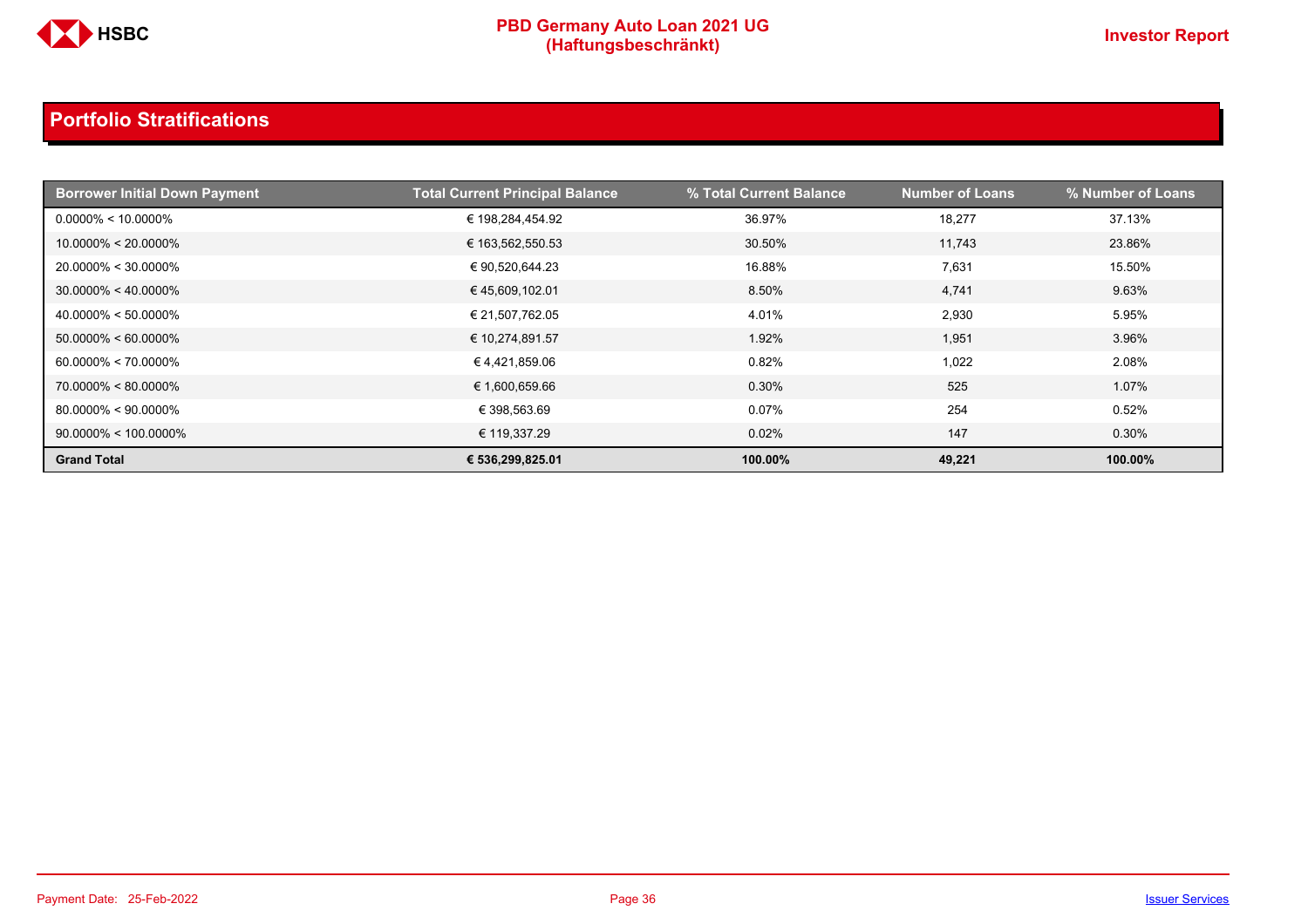## Portfolio Stratifications

| Borrower Initial Down Payment | Total Current Principal Balance | % Total Current Balance | Number of Loans | % Number of Loans |
|---|---|---|---|---|
| 0.0000% < 10.0000% | € 198,284,454.92 | 36.97% | 18,277 | 37.13% |
| 10.0000% < 20.0000% | € 163,562,550.53 | 30.50% | 11,743 | 23.86% |
| 20.0000% < 30.0000% | € 90,520,644.23 | 16.88% | 7,631 | 15.50% |
| 30.0000% < 40.0000% | € 45,609,102.01 | 8.50% | 4,741 | 9.63% |
| 40.0000% < 50.0000% | € 21,507,762.05 | 4.01% | 2,930 | 5.95% |
| 50.0000% < 60.0000% | € 10,274,891.57 | 1.92% | 1,951 | 3.96% |
| 60.0000% < 70.0000% | € 4,421,859.06 | 0.82% | 1,022 | 2.08% |
| 70.0000% < 80.0000% | € 1,600,659.66 | 0.30% | 525 | 1.07% |
| 80.0000% < 90.0000% | € 398,563.69 | 0.07% | 254 | 0.52% |
| 90.0000% < 100.0000% | € 119,337.29 | 0.02% | 147 | 0.30% |
| **Grand Total** | **€ 536,299,825.01** | **100.00%** | **49,221** | **100.00%** |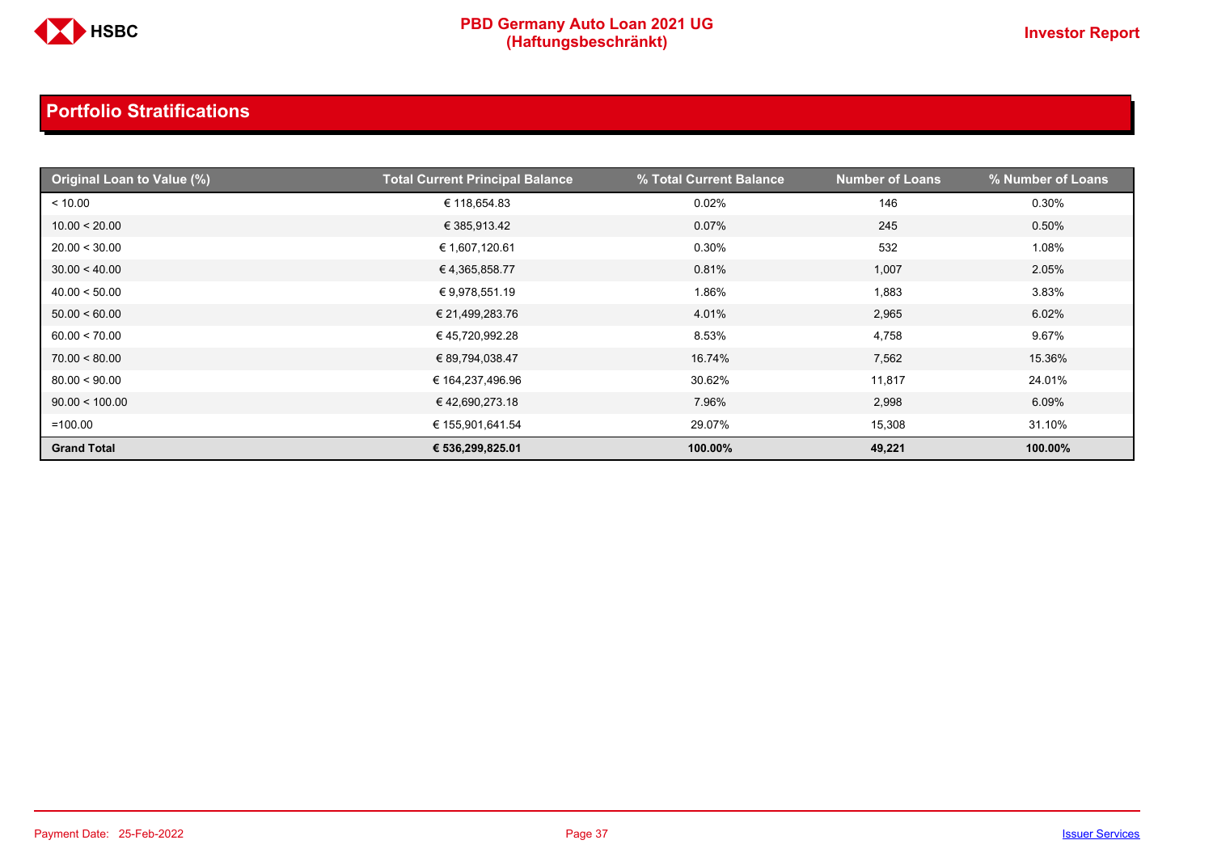## Portfolio Stratifications

| Original Loan to Value (%) | Total Current Principal Balance | % Total Current Balance | Number of Loans | % Number of Loans |
|---|---|---|---|---|
| < 10.00 | € 118,654.83 | 0.02% | 146 | 0.30% |
| 10.00 < 20.00 | € 385,913.42 | 0.07% | 245 | 0.50% |
| 20.00 < 30.00 | € 1,607,120.61 | 0.30% | 532 | 1.08% |
| 30.00 < 40.00 | € 4,365,858.77 | 0.81% | 1,007 | 2.05% |
| 40.00 < 50.00 | € 9,978,551.19 | 1.86% | 1,883 | 3.83% |
| 50.00 < 60.00 | € 21,499,283.76 | 4.01% | 2,965 | 6.02% |
| 60.00 < 70.00 | € 45,720,992.28 | 8.53% | 4,758 | 9.67% |
| 70.00 < 80.00 | € 89,794,038.47 | 16.74% | 7,562 | 15.36% |
| 80.00 < 90.00 | € 164,237,496.96 | 30.62% | 11,817 | 24.01% |
| 90.00 < 100.00 | € 42,690,273.18 | 7.96% | 2,998 | 6.09% |
| =100.00 | € 155,901,641.54 | 29.07% | 15,308 | 31.10% |
| **Grand Total** | **€ 536,299,825.01** | **100.00%** | **49,221** | **100.00%** |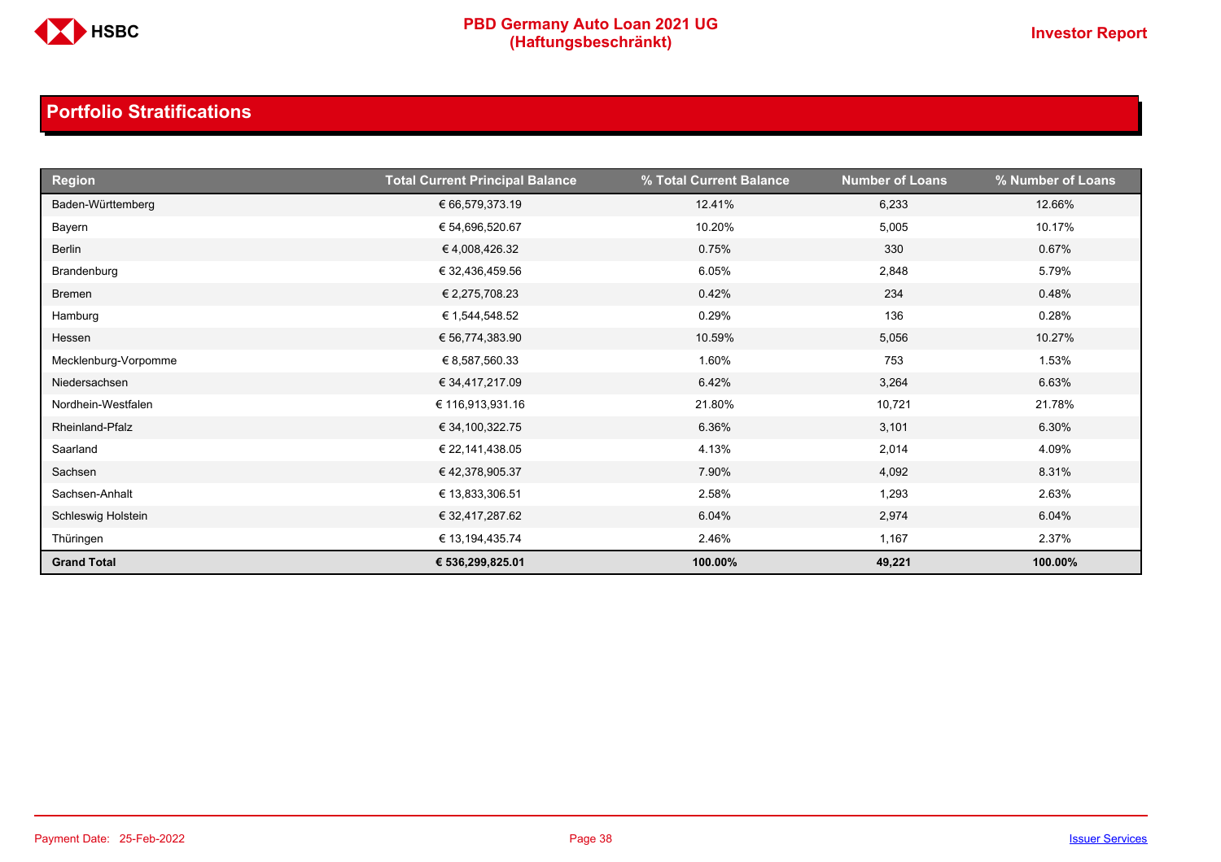## Portfolio Stratifications

| Region | Total Current Principal Balance | % Total Current Balance | Number of Loans | % Number of Loans |
|---|---|---|---|---|
| Baden-Württemberg | € 66,579,373.19 | 12.41% | 6,233 | 12.66% |
| Bayern | € 54,696,520.67 | 10.20% | 5,005 | 10.17% |
| Berlin | € 4,008,426.32 | 0.75% | 330 | 0.67% |
| Brandenburg | € 32,436,459.56 | 6.05% | 2,848 | 5.79% |
| Bremen | € 2,275,708.23 | 0.42% | 234 | 0.48% |
| Hamburg | € 1,544,548.52 | 0.29% | 136 | 0.28% |
| Hessen | € 56,774,383.90 | 10.59% | 5,056 | 10.27% |
| Mecklenburg-Vorpomme | € 8,587,560.33 | 1.60% | 753 | 1.53% |
| Niedersachsen | € 34,417,217.09 | 6.42% | 3,264 | 6.63% |
| Nordhein-Westfalen | € 116,913,931.16 | 21.80% | 10,721 | 21.78% |
| Rheinland-Pfalz | € 34,100,322.75 | 6.36% | 3,101 | 6.30% |
| Saarland | € 22,141,438.05 | 4.13% | 2,014 | 4.09% |
| Sachsen | € 42,378,905.37 | 7.90% | 4,092 | 8.31% |
| Sachsen-Anhalt | € 13,833,306.51 | 2.58% | 1,293 | 2.63% |
| Schleswig Holstein | € 32,417,287.62 | 6.04% | 2,974 | 6.04% |
| Thüringen | € 13,194,435.74 | 2.46% | 1,167 | 2.37% |
| **Grand Total** | **€ 536,299,825.01** | **100.00%** | **49,221** | **100.00%** |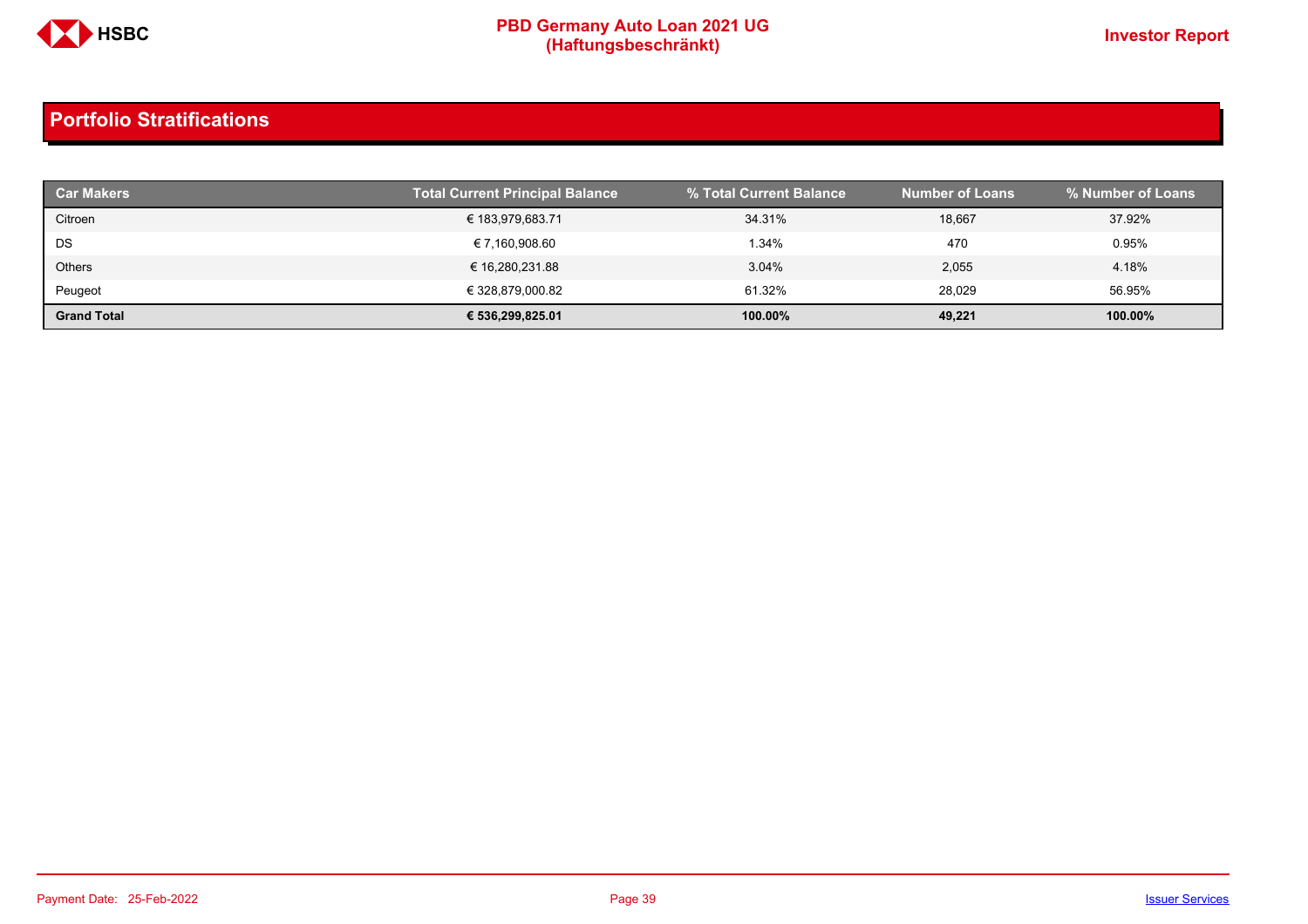## Portfolio Stratifications

| Car Makers | Total Current Principal Balance | % Total Current Balance | Number of Loans | % Number of Loans |
|---|---|---|---|---|
| Citroen | € 183,979,683.71 | 34.31% | 18,667 | 37.92% |
| DS | € 7,160,908.60 | 1.34% | 470 | 0.95% |
| Others | € 16,280,231.88 | 3.04% | 2,055 | 4.18% |
| Peugeot | € 328,879,000.82 | 61.32% | 28,029 | 56.95% |
| **Grand Total** | **€ 536,299,825.01** | **100.00%** | **49,221** | **100.00%** |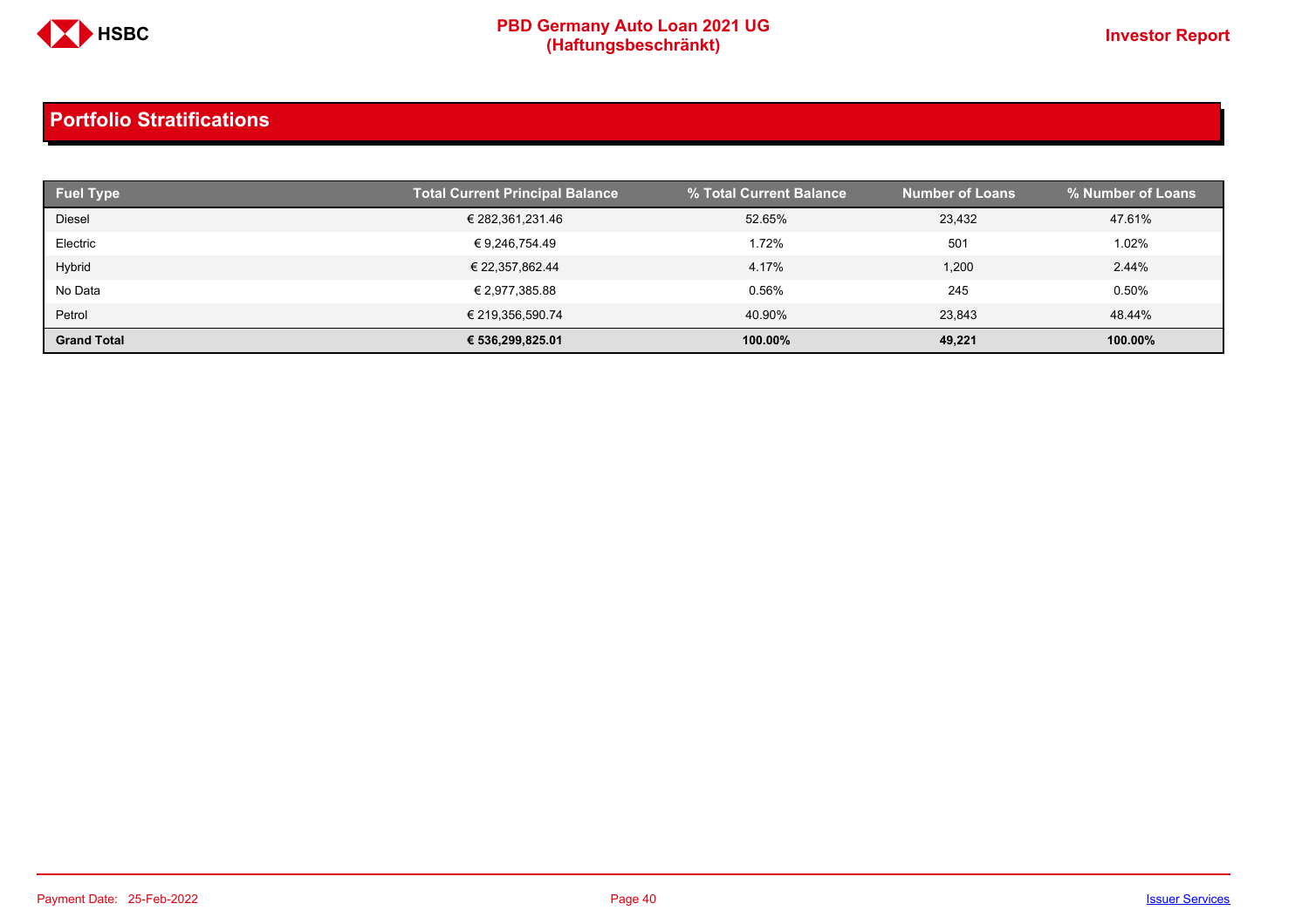## Portfolio Stratifications

| Fuel Type | Total Current Principal Balance | % Total Current Balance | Number of Loans | % Number of Loans |
|---|---|---|---|---|
| Diesel | € 282,361,231.46 | 52.65% | 23,432 | 47.61% |
| Electric | € 9,246,754.49 | 1.72% | 501 | 1.02% |
| Hybrid | € 22,357,862.44 | 4.17% | 1,200 | 2.44% |
| No Data | € 2,977,385.88 | 0.56% | 245 | 0.50% |
| Petrol | € 219,356,590.74 | 40.90% | 23,843 | 48.44% |
| **Grand Total** | **€ 536,299,825.01** | **100.00%** | **49,221** | **100.00%** |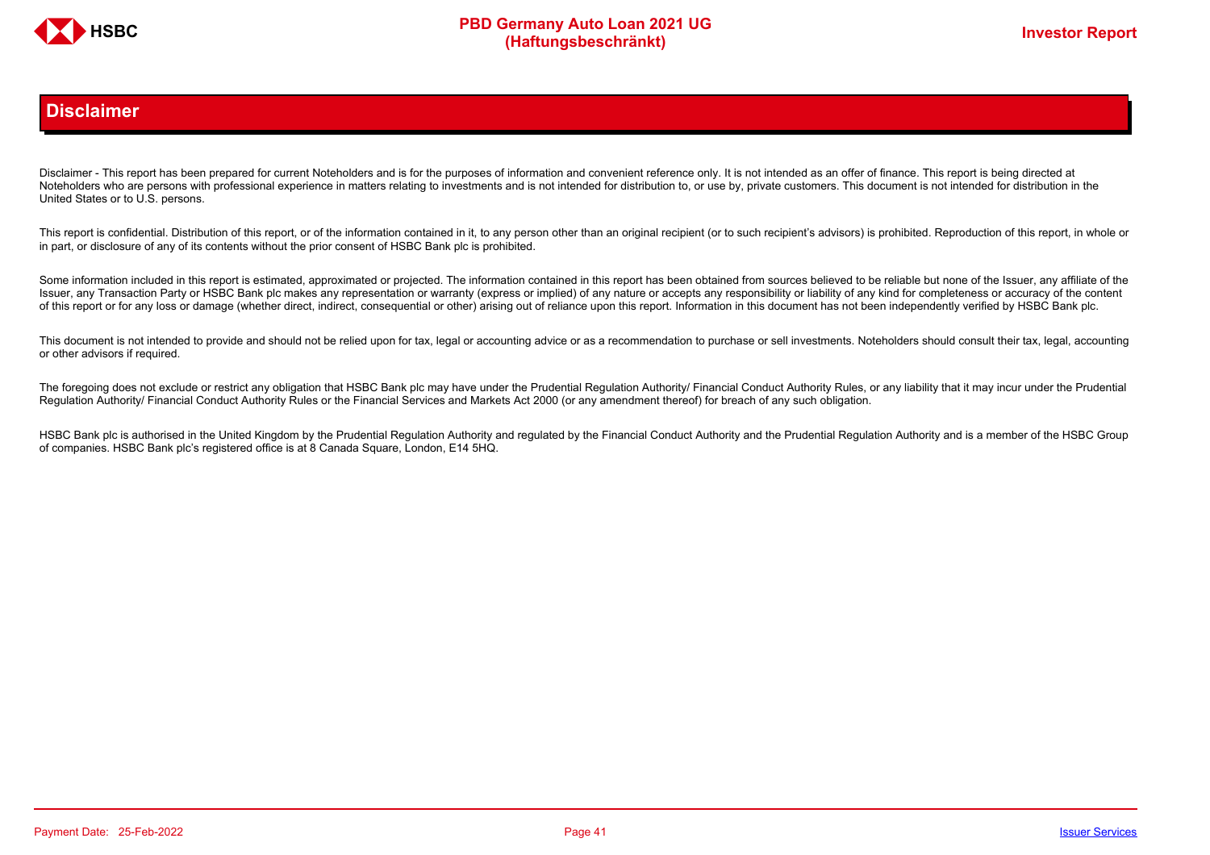## Disclaimer

Disclaimer - This report has been prepared for current Noteholders and is for the purposes of information and convenient reference only. It is not intended as an offer of finance. This report is being directed at Noteholders who are persons with professional experience in matters relating to investments and is not intended for distribution to, or use by, private customers. This document is not intended for distribution in the United States or to U.S. persons.

This report is confidential. Distribution of this report, or of the information contained in it, to any person other than an original recipient (or to such recipient's advisors) is prohibited. Reproduction of this report, in whole or in part, or disclosure of any of its contents without the prior consent of HSBC Bank plc is prohibited.

Some information included in this report is estimated, approximated or projected. The information contained in this report has been obtained from sources believed to be reliable but none of the Issuer, any affiliate of the Issuer, any Transaction Party or HSBC Bank plc makes any representation or warranty (express or implied) of any nature or accepts any responsibility or liability of any kind for completeness or accuracy of the content of this report or for any loss or damage (whether direct, indirect, consequential or other) arising out of reliance upon this report. Information in this document has not been independently verified by HSBC Bank plc.

This document is not intended to provide and should not be relied upon for tax, legal or accounting advice or as a recommendation to purchase or sell investments. Noteholders should consult their tax, legal, accounting or other advisors if required.

The foregoing does not exclude or restrict any obligation that HSBC Bank plc may have under the Prudential Regulation Authority/ Financial Conduct Authority Rules, or any liability that it may incur under the Prudential Regulation Authority/ Financial Conduct Authority Rules or the Financial Services and Markets Act 2000 (or any amendment thereof) for breach of any such obligation.

HSBC Bank plc is authorised in the United Kingdom by the Prudential Regulation Authority and regulated by the Financial Conduct Authority and the Prudential Regulation Authority and is a member of the HSBC Group of companies. HSBC Bank plc's registered office is at 8 Canada Square, London, E14 5HQ.